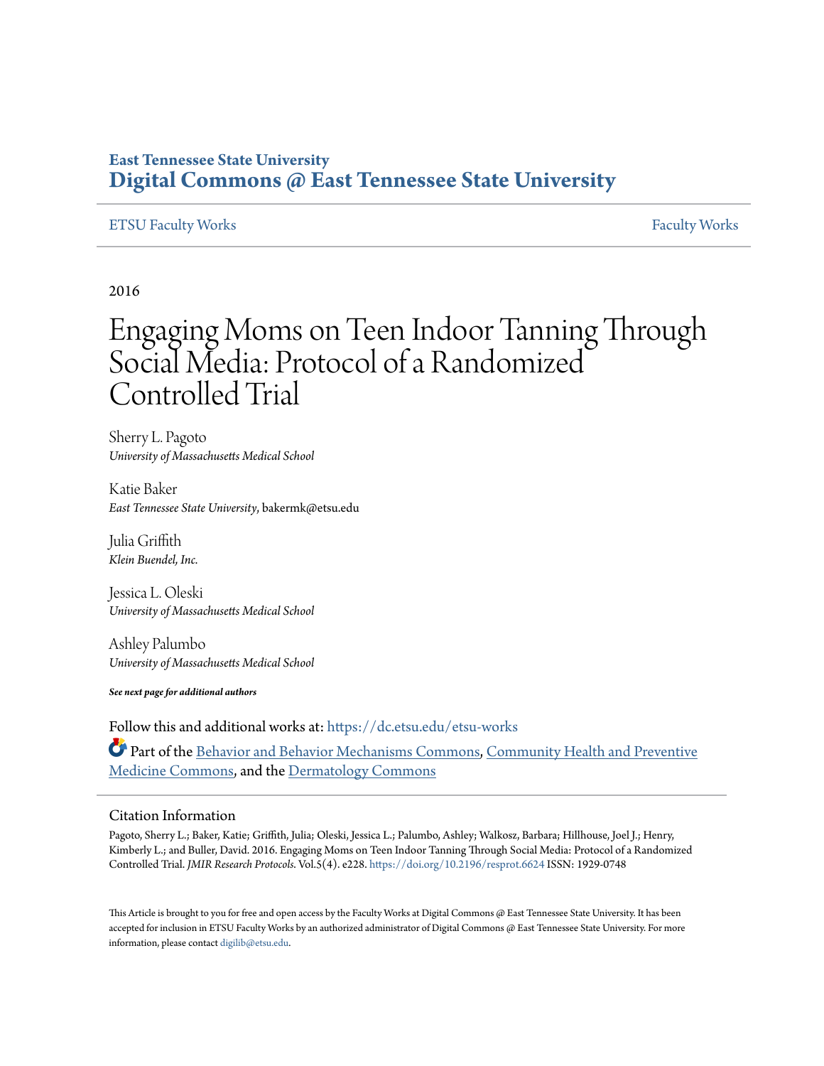East Tennessee State University
# Digital Commons @ East Tennessee State University

ETSU Faculty Works | Faculty Works

2016

# Engaging Moms on Teen Indoor Tanning Through Social Media: Protocol of a Randomized Controlled Trial

Sherry L. Pagoto
*University of Massachusetts Medical School*

Katie Baker
*East Tennessee State University*, bakermk@etsu.edu

Julia Griffith
*Klein Buendel, Inc.*

Jessica L. Oleski
*University of Massachusetts Medical School*

Ashley Palumbo
*University of Massachusetts Medical School*

***See next page for additional authors***

Follow this and additional works at: https://dc.etsu.edu/etsu-works

Part of the Behavior and Behavior Mechanisms Commons, Community Health and Preventive Medicine Commons, and the Dermatology Commons

## Citation Information

Pagoto, Sherry L.; Baker, Katie; Griffith, Julia; Oleski, Jessica L.; Palumbo, Ashley; Walkosz, Barbara; Hillhouse, Joel J.; Henry, Kimberly L.; and Buller, David. 2016. Engaging Moms on Teen Indoor Tanning Through Social Media: Protocol of a Randomized Controlled Trial. *JMIR Research Protocols*. Vol.5(4). e228. https://doi.org/10.2196/resprot.6624 ISSN: 1929-0748

This Article is brought to you for free and open access by the Faculty Works at Digital Commons @ East Tennessee State University. It has been accepted for inclusion in ETSU Faculty Works by an authorized administrator of Digital Commons @ East Tennessee State University. For more information, please contact digilib@etsu.edu.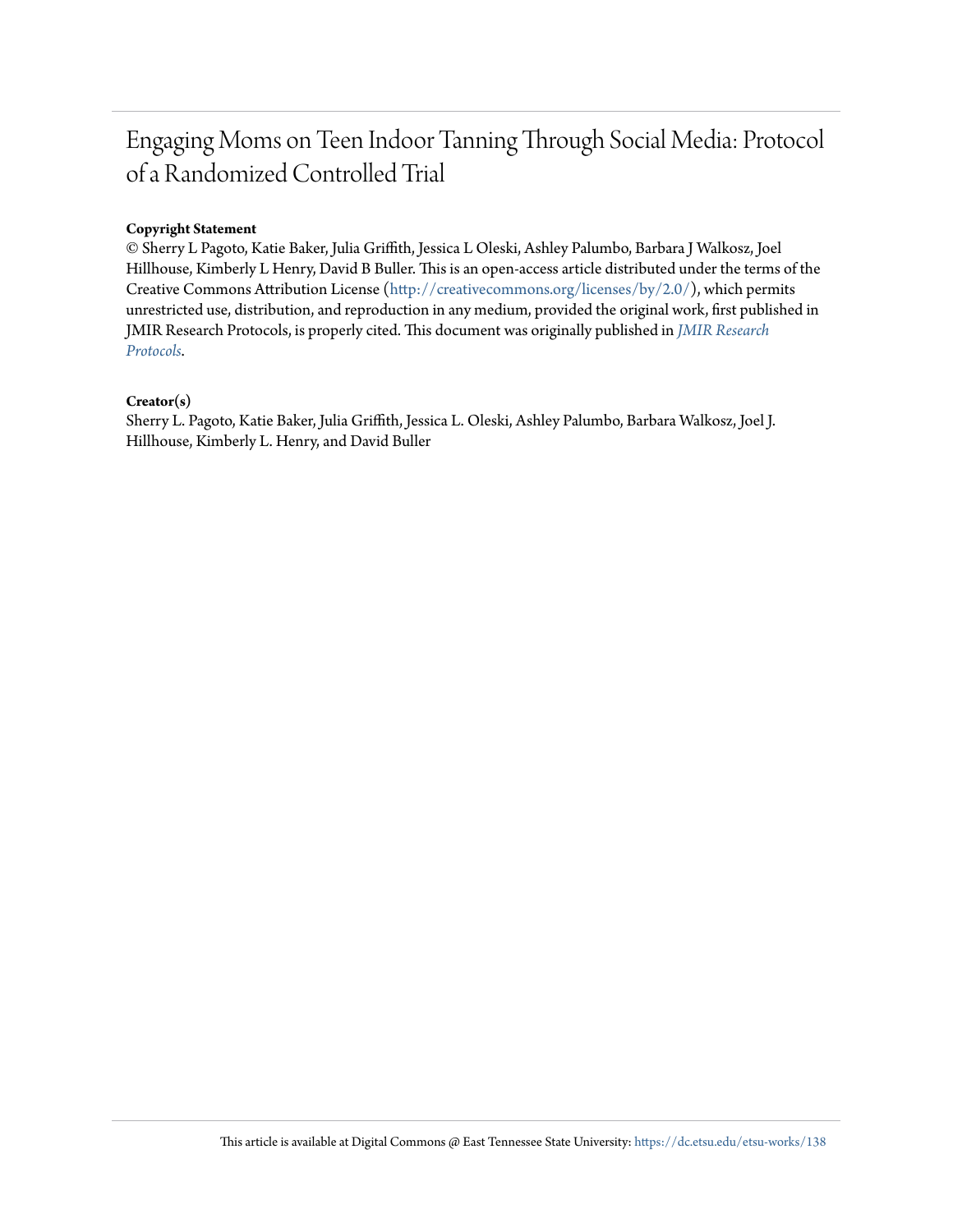# Engaging Moms on Teen Indoor Tanning Through Social Media: Protocol of a Randomized Controlled Trial

**Copyright Statement**

© Sherry L Pagoto, Katie Baker, Julia Griffith, Jessica L Oleski, Ashley Palumbo, Barbara J Walkosz, Joel Hillhouse, Kimberly L Henry, David B Buller. This is an open-access article distributed under the terms of the Creative Commons Attribution License (http://creativecommons.org/licenses/by/2.0/), which permits unrestricted use, distribution, and reproduction in any medium, provided the original work, first published in JMIR Research Protocols, is properly cited. This document was originally published in *JMIR Research Protocols*.

**Creator(s)**

Sherry L. Pagoto, Katie Baker, Julia Griffith, Jessica L. Oleski, Ashley Palumbo, Barbara Walkosz, Joel J. Hillhouse, Kimberly L. Henry, and David Buller

This article is available at Digital Commons @ East Tennessee State University: https://dc.etsu.edu/etsu-works/138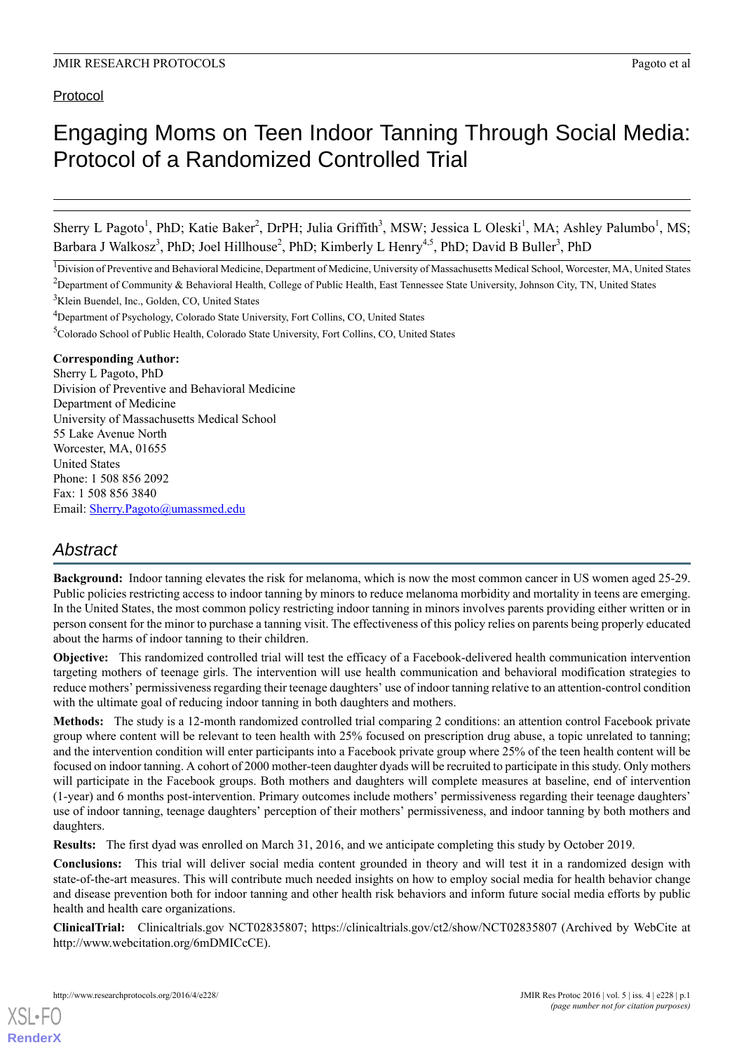Protocol

# Engaging Moms on Teen Indoor Tanning Through Social Media: Protocol of a Randomized Controlled Trial

Sherry L Pagoto[1], PhD; Katie Baker[2], DrPH; Julia Griffith[3], MSW; Jessica L Oleski[1], MA; Ashley Palumbo[1], MS; Barbara J Walkosz[3], PhD; Joel Hillhouse[2], PhD; Kimberly L Henry[4,5], PhD; David B Buller[3], PhD

[1]Division of Preventive and Behavioral Medicine, Department of Medicine, University of Massachusetts Medical School, Worcester, MA, United States
[2]Department of Community & Behavioral Health, College of Public Health, East Tennessee State University, Johnson City, TN, United States
[3]Klein Buendel, Inc., Golden, CO, United States
[4]Department of Psychology, Colorado State University, Fort Collins, CO, United States
[5]Colorado School of Public Health, Colorado State University, Fort Collins, CO, United States

**Corresponding Author:**
Sherry L Pagoto, PhD
Division of Preventive and Behavioral Medicine
Department of Medicine
University of Massachusetts Medical School
55 Lake Avenue North
Worcester, MA, 01655
United States
Phone: 1 508 856 2092
Fax: 1 508 856 3840
Email: Sherry.Pagoto@umassmed.edu

## Abstract

**Background:** Indoor tanning elevates the risk for melanoma, which is now the most common cancer in US women aged 25-29. Public policies restricting access to indoor tanning by minors to reduce melanoma morbidity and mortality in teens are emerging. In the United States, the most common policy restricting indoor tanning in minors involves parents providing either written or in person consent for the minor to purchase a tanning visit. The effectiveness of this policy relies on parents being properly educated about the harms of indoor tanning to their children.

**Objective:** This randomized controlled trial will test the efficacy of a Facebook-delivered health communication intervention targeting mothers of teenage girls. The intervention will use health communication and behavioral modification strategies to reduce mothers' permissiveness regarding their teenage daughters' use of indoor tanning relative to an attention-control condition with the ultimate goal of reducing indoor tanning in both daughters and mothers.

**Methods:** The study is a 12-month randomized controlled trial comparing 2 conditions: an attention control Facebook private group where content will be relevant to teen health with 25% focused on prescription drug abuse, a topic unrelated to tanning; and the intervention condition will enter participants into a Facebook private group where 25% of the teen health content will be focused on indoor tanning. A cohort of 2000 mother-teen daughter dyads will be recruited to participate in this study. Only mothers will participate in the Facebook groups. Both mothers and daughters will complete measures at baseline, end of intervention (1-year) and 6 months post-intervention. Primary outcomes include mothers' permissiveness regarding their teenage daughters' use of indoor tanning, teenage daughters' perception of their mothers' permissiveness, and indoor tanning by both mothers and daughters.

**Results:** The first dyad was enrolled on March 31, 2016, and we anticipate completing this study by October 2019.

**Conclusions:** This trial will deliver social media content grounded in theory and will test it in a randomized design with state-of-the-art measures. This will contribute much needed insights on how to employ social media for health behavior change and disease prevention both for indoor tanning and other health risk behaviors and inform future social media efforts by public health and health care organizations.

**ClinicalTrial:** Clinicaltrials.gov NCT02835807; https://clinicaltrials.gov/ct2/show/NCT02835807 (Archived by WebCite at http://www.webcitation.org/6mDMICcCE).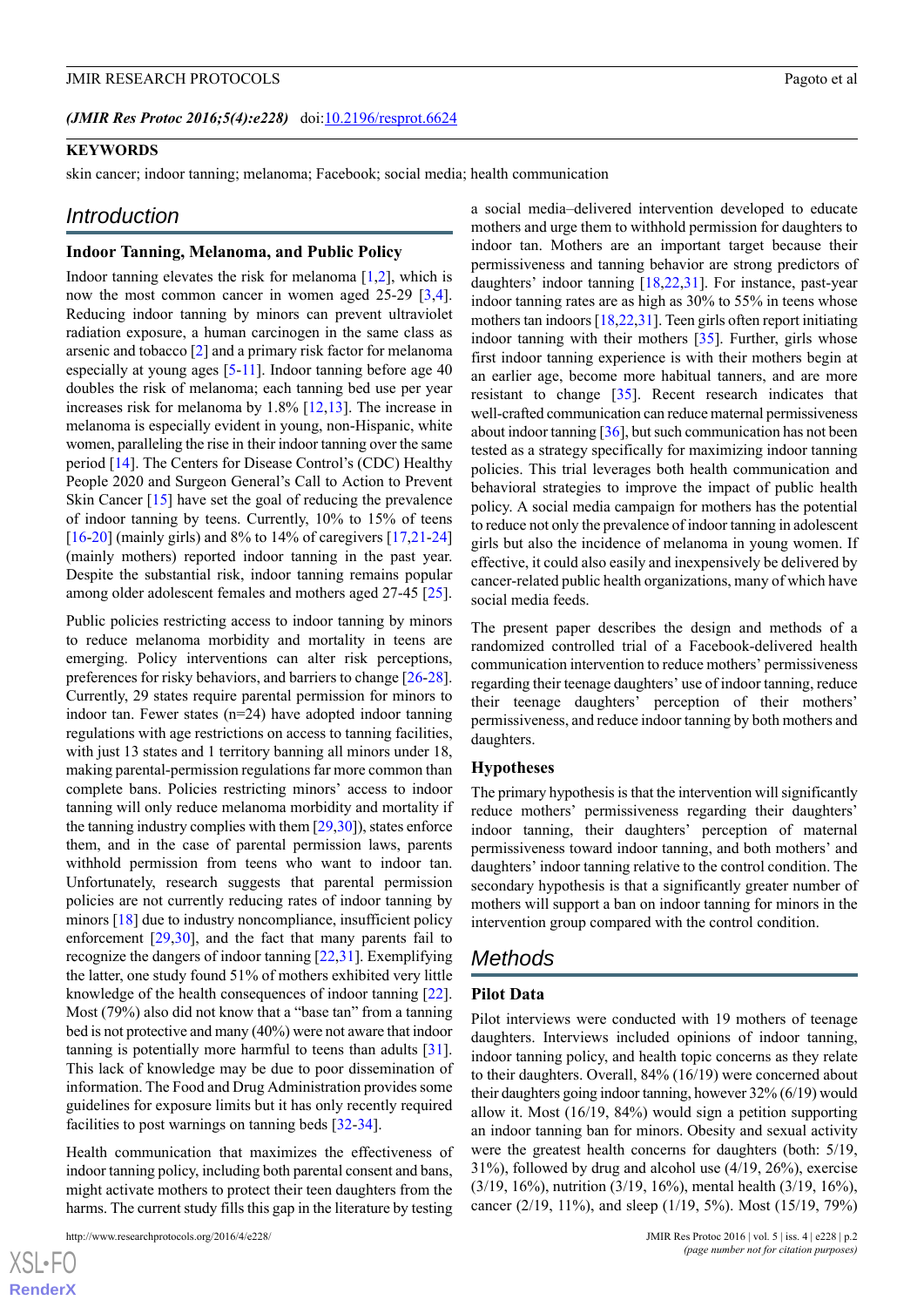*(JMIR Res Protoc 2016;5(4):e228)* doi:10.2196/resprot.6624

### KEYWORDS

skin cancer; indoor tanning; melanoma; Facebook; social media; health communication

## Introduction

### Indoor Tanning, Melanoma, and Public Policy

Indoor tanning elevates the risk for melanoma [1,2], which is now the most common cancer in women aged 25-29 [3,4]. Reducing indoor tanning by minors can prevent ultraviolet radiation exposure, a human carcinogen in the same class as arsenic and tobacco [2] and a primary risk factor for melanoma especially at young ages [5-11]. Indoor tanning before age 40 doubles the risk of melanoma; each tanning bed use per year increases risk for melanoma by 1.8% [12,13]. The increase in melanoma is especially evident in young, non-Hispanic, white women, paralleling the rise in their indoor tanning over the same period [14]. The Centers for Disease Control's (CDC) Healthy People 2020 and Surgeon General's Call to Action to Prevent Skin Cancer [15] have set the goal of reducing the prevalence of indoor tanning by teens. Currently, 10% to 15% of teens [16-20] (mainly girls) and 8% to 14% of caregivers [17,21-24] (mainly mothers) reported indoor tanning in the past year. Despite the substantial risk, indoor tanning remains popular among older adolescent females and mothers aged 27-45 [25].

Public policies restricting access to indoor tanning by minors to reduce melanoma morbidity and mortality in teens are emerging. Policy interventions can alter risk perceptions, preferences for risky behaviors, and barriers to change [26-28]. Currently, 29 states require parental permission for minors to indoor tan. Fewer states (n=24) have adopted indoor tanning regulations with age restrictions on access to tanning facilities, with just 13 states and 1 territory banning all minors under 18, making parental-permission regulations far more common than complete bans. Policies restricting minors' access to indoor tanning will only reduce melanoma morbidity and mortality if the tanning industry complies with them [29,30]), states enforce them, and in the case of parental permission laws, parents withhold permission from teens who want to indoor tan. Unfortunately, research suggests that parental permission policies are not currently reducing rates of indoor tanning by minors [18] due to industry noncompliance, insufficient policy enforcement [29,30], and the fact that many parents fail to recognize the dangers of indoor tanning [22,31]. Exemplifying the latter, one study found 51% of mothers exhibited very little knowledge of the health consequences of indoor tanning [22]. Most (79%) also did not know that a "base tan" from a tanning bed is not protective and many (40%) were not aware that indoor tanning is potentially more harmful to teens than adults [31]. This lack of knowledge may be due to poor dissemination of information. The Food and Drug Administration provides some guidelines for exposure limits but it has only recently required facilities to post warnings on tanning beds [32-34].

Health communication that maximizes the effectiveness of indoor tanning policy, including both parental consent and bans, might activate mothers to protect their teen daughters from the harms. The current study fills this gap in the literature by testing a social media–delivered intervention developed to educate mothers and urge them to withhold permission for daughters to indoor tan. Mothers are an important target because their permissiveness and tanning behavior are strong predictors of daughters' indoor tanning [18,22,31]. For instance, past-year indoor tanning rates are as high as 30% to 55% in teens whose mothers tan indoors [18,22,31]. Teen girls often report initiating indoor tanning with their mothers [35]. Further, girls whose first indoor tanning experience is with their mothers begin at an earlier age, become more habitual tanners, and are more resistant to change [35]. Recent research indicates that well-crafted communication can reduce maternal permissiveness about indoor tanning [36], but such communication has not been tested as a strategy specifically for maximizing indoor tanning policies. This trial leverages both health communication and behavioral strategies to improve the impact of public health policy. A social media campaign for mothers has the potential to reduce not only the prevalence of indoor tanning in adolescent girls but also the incidence of melanoma in young women. If effective, it could also easily and inexpensively be delivered by cancer-related public health organizations, many of which have social media feeds.

The present paper describes the design and methods of a randomized controlled trial of a Facebook-delivered health communication intervention to reduce mothers' permissiveness regarding their teenage daughters' use of indoor tanning, reduce their teenage daughters' perception of their mothers' permissiveness, and reduce indoor tanning by both mothers and daughters.

### Hypotheses

The primary hypothesis is that the intervention will significantly reduce mothers' permissiveness regarding their daughters' indoor tanning, their daughters' perception of maternal permissiveness toward indoor tanning, and both mothers' and daughters' indoor tanning relative to the control condition. The secondary hypothesis is that a significantly greater number of mothers will support a ban on indoor tanning for minors in the intervention group compared with the control condition.

## Methods

### Pilot Data

Pilot interviews were conducted with 19 mothers of teenage daughters. Interviews included opinions of indoor tanning, indoor tanning policy, and health topic concerns as they relate to their daughters. Overall, 84% (16/19) were concerned about their daughters going indoor tanning, however 32% (6/19) would allow it. Most (16/19, 84%) would sign a petition supporting an indoor tanning ban for minors. Obesity and sexual activity were the greatest health concerns for daughters (both: 5/19, 31%), followed by drug and alcohol use (4/19, 26%), exercise (3/19, 16%), nutrition (3/19, 16%), mental health (3/19, 16%), cancer (2/19, 11%), and sleep (1/19, 5%). Most (15/19, 79%)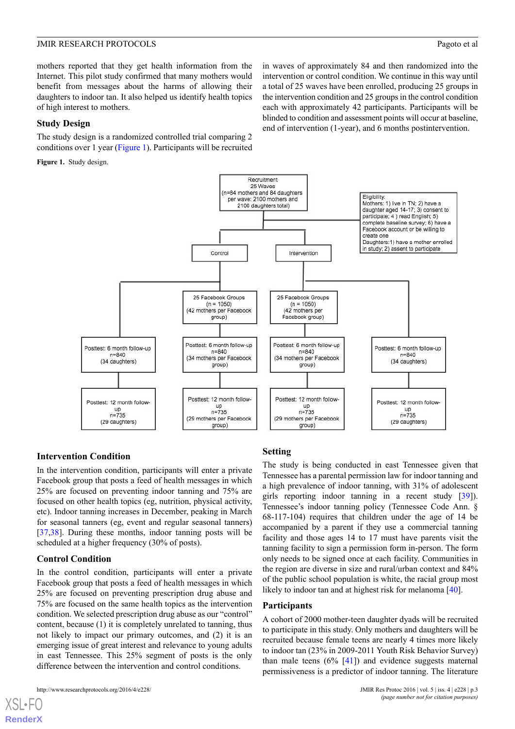mothers reported that they get health information from the Internet. This pilot study confirmed that many mothers would benefit from messages about the harms of allowing their daughters to indoor tan. It also helped us identify health topics of high interest to mothers.

### Study Design

The study design is a randomized controlled trial comparing 2 conditions over 1 year (Figure 1). Participants will be recruited in waves of approximately 84 and then randomized into the intervention or control condition. We continue in this way until a total of 25 waves have been enrolled, producing 25 groups in the intervention condition and 25 groups in the control condition each with approximately 42 participants. Participants will be blinded to condition and assessment points will occur at baseline, end of intervention (1-year), and 6 months postintervention.

**Figure 1.** Study design.

Recruitment
25 Waves
(n=84 mothers and 84 daughters per wave: 2100 mothers and 2100 daughters total)

Eligibility:
Mothers: 1) live in TN; 2) have a daughter aged 14-17; 3) consent to participate; 4 ) read English; 5) complete baseline survey; 6) have a Facebook account or be willing to create one
Daughters:1) have a mother enrolled in study; 2) assent to participate

| Control (daughters) | Control (mothers) | Intervention (mothers) | Intervention (daughters) |
|---|---|---|---|
| | 25 Facebook Groups (n = 1050) (42 mothers per Facebook group) | 25 Facebook Groups (n = 1050) (42 mothers per Facebook group) | |
| Posttest: 6 month follow-up n=840 (34 daughters) | Posttest: 6 month follow-up n=840 (34 mothers per Facebook group) | Posttest: 6 month follow-up n=840 (34 mothers per Facebook group) | Posttest: 6 month follow-up n=840 (34 daughters) |
| Posttest: 12 month follow-up n=735 (29 daughters) | Posttest: 12 month follow-up n=735 (29 mothers per Facebook group) | Posttest: 12 month follow-up n=735 (29 mothers per Facebook group) | Posttest: 12 month follow-up n=735 (29 daughters) |

### Intervention Condition

In the intervention condition, participants will enter a private Facebook group that posts a feed of health messages in which 25% are focused on preventing indoor tanning and 75% are focused on other health topics (eg, nutrition, physical activity, etc). Indoor tanning increases in December, peaking in March for seasonal tanners (eg, event and regular seasonal tanners) [37,38]. During these months, indoor tanning posts will be scheduled at a higher frequency (30% of posts).

### Control Condition

In the control condition, participants will enter a private Facebook group that posts a feed of health messages in which 25% are focused on preventing prescription drug abuse and 75% are focused on the same health topics as the intervention condition. We selected prescription drug abuse as our "control" content, because (1) it is completely unrelated to tanning, thus not likely to impact our primary outcomes, and (2) it is an emerging issue of great interest and relevance to young adults in east Tennessee. This 25% segment of posts is the only difference between the intervention and control conditions.

### Setting

The study is being conducted in east Tennessee given that Tennessee has a parental permission law for indoor tanning and a high prevalence of indoor tanning, with 31% of adolescent girls reporting indoor tanning in a recent study [39]). Tennessee's indoor tanning policy (Tennessee Code Ann. § 68-117-104) requires that children under the age of 14 be accompanied by a parent if they use a commercial tanning facility and those ages 14 to 17 must have parents visit the tanning facility to sign a permission form in-person. The form only needs to be signed once at each facility. Communities in the region are diverse in size and rural/urban context and 84% of the public school population is white, the racial group most likely to indoor tan and at highest risk for melanoma [40].

### Participants

A cohort of 2000 mother-teen daughter dyads will be recruited to participate in this study. Only mothers and daughters will be recruited because female teens are nearly 4 times more likely to indoor tan (23% in 2009-2011 Youth Risk Behavior Survey) than male teens (6% [41]) and evidence suggests maternal permissiveness is a predictor of indoor tanning. The literature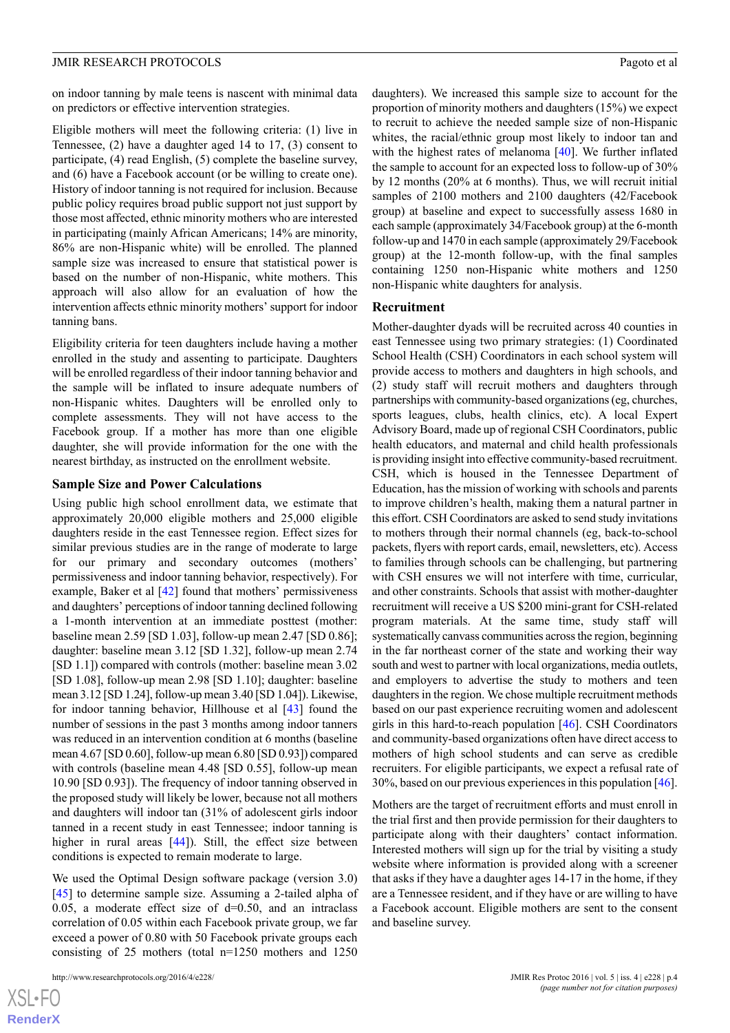on indoor tanning by male teens is nascent with minimal data on predictors or effective intervention strategies.

Eligible mothers will meet the following criteria: (1) live in Tennessee, (2) have a daughter aged 14 to 17, (3) consent to participate, (4) read English, (5) complete the baseline survey, and (6) have a Facebook account (or be willing to create one). History of indoor tanning is not required for inclusion. Because public policy requires broad public support not just support by those most affected, ethnic minority mothers who are interested in participating (mainly African Americans; 14% are minority, 86% are non-Hispanic white) will be enrolled. The planned sample size was increased to ensure that statistical power is based on the number of non-Hispanic, white mothers. This approach will also allow for an evaluation of how the intervention affects ethnic minority mothers' support for indoor tanning bans.

Eligibility criteria for teen daughters include having a mother enrolled in the study and assenting to participate. Daughters will be enrolled regardless of their indoor tanning behavior and the sample will be inflated to insure adequate numbers of non-Hispanic whites. Daughters will be enrolled only to complete assessments. They will not have access to the Facebook group. If a mother has more than one eligible daughter, she will provide information for the one with the nearest birthday, as instructed on the enrollment website.

### Sample Size and Power Calculations

Using public high school enrollment data, we estimate that approximately 20,000 eligible mothers and 25,000 eligible daughters reside in the east Tennessee region. Effect sizes for similar previous studies are in the range of moderate to large for our primary and secondary outcomes (mothers' permissiveness and indoor tanning behavior, respectively). For example, Baker et al [42] found that mothers' permissiveness and daughters' perceptions of indoor tanning declined following a 1-month intervention at an immediate posttest (mother: baseline mean 2.59 [SD 1.03], follow-up mean 2.47 [SD 0.86]; daughter: baseline mean 3.12 [SD 1.32], follow-up mean 2.74 [SD 1.1]) compared with controls (mother: baseline mean 3.02 [SD 1.08], follow-up mean 2.98 [SD 1.10]; daughter: baseline mean 3.12 [SD 1.24], follow-up mean 3.40 [SD 1.04]). Likewise, for indoor tanning behavior, Hillhouse et al [43] found the number of sessions in the past 3 months among indoor tanners was reduced in an intervention condition at 6 months (baseline mean 4.67 [SD 0.60], follow-up mean 6.80 [SD 0.93]) compared with controls (baseline mean 4.48 [SD 0.55], follow-up mean 10.90 [SD 0.93]). The frequency of indoor tanning observed in the proposed study will likely be lower, because not all mothers and daughters will indoor tan (31% of adolescent girls indoor tanned in a recent study in east Tennessee; indoor tanning is higher in rural areas [44]). Still, the effect size between conditions is expected to remain moderate to large.

We used the Optimal Design software package (version 3.0) [45] to determine sample size. Assuming a 2-tailed alpha of 0.05, a moderate effect size of d=0.50, and an intraclass correlation of 0.05 within each Facebook private group, we far exceed a power of 0.80 with 50 Facebook private groups each consisting of 25 mothers (total n=1250 mothers and 1250 daughters). We increased this sample size to account for the proportion of minority mothers and daughters (15%) we expect to recruit to achieve the needed sample size of non-Hispanic whites, the racial/ethnic group most likely to indoor tan and with the highest rates of melanoma [40]. We further inflated the sample to account for an expected loss to follow-up of 30% by 12 months (20% at 6 months). Thus, we will recruit initial samples of 2100 mothers and 2100 daughters (42/Facebook group) at baseline and expect to successfully assess 1680 in each sample (approximately 34/Facebook group) at the 6-month follow-up and 1470 in each sample (approximately 29/Facebook group) at the 12-month follow-up, with the final samples containing 1250 non-Hispanic white mothers and 1250 non-Hispanic white daughters for analysis.

### Recruitment

Mother-daughter dyads will be recruited across 40 counties in east Tennessee using two primary strategies: (1) Coordinated School Health (CSH) Coordinators in each school system will provide access to mothers and daughters in high schools, and (2) study staff will recruit mothers and daughters through partnerships with community-based organizations (eg, churches, sports leagues, clubs, health clinics, etc). A local Expert Advisory Board, made up of regional CSH Coordinators, public health educators, and maternal and child health professionals is providing insight into effective community-based recruitment. CSH, which is housed in the Tennessee Department of Education, has the mission of working with schools and parents to improve children's health, making them a natural partner in this effort. CSH Coordinators are asked to send study invitations to mothers through their normal channels (eg, back-to-school packets, flyers with report cards, email, newsletters, etc). Access to families through schools can be challenging, but partnering with CSH ensures we will not interfere with time, curricular, and other constraints. Schools that assist with mother-daughter recruitment will receive a US $200 mini-grant for CSH-related program materials. At the same time, study staff will systematically canvass communities across the region, beginning in the far northeast corner of the state and working their way south and west to partner with local organizations, media outlets, and employers to advertise the study to mothers and teen daughters in the region. We chose multiple recruitment methods based on our past experience recruiting women and adolescent girls in this hard-to-reach population [46]. CSH Coordinators and community-based organizations often have direct access to mothers of high school students and can serve as credible recruiters. For eligible participants, we expect a refusal rate of 30%, based on our previous experiences in this population [46].

Mothers are the target of recruitment efforts and must enroll in the trial first and then provide permission for their daughters to participate along with their daughters' contact information. Interested mothers will sign up for the trial by visiting a study website where information is provided along with a screener that asks if they have a daughter ages 14-17 in the home, if they are a Tennessee resident, and if they have or are willing to have a Facebook account. Eligible mothers are sent to the consent and baseline survey.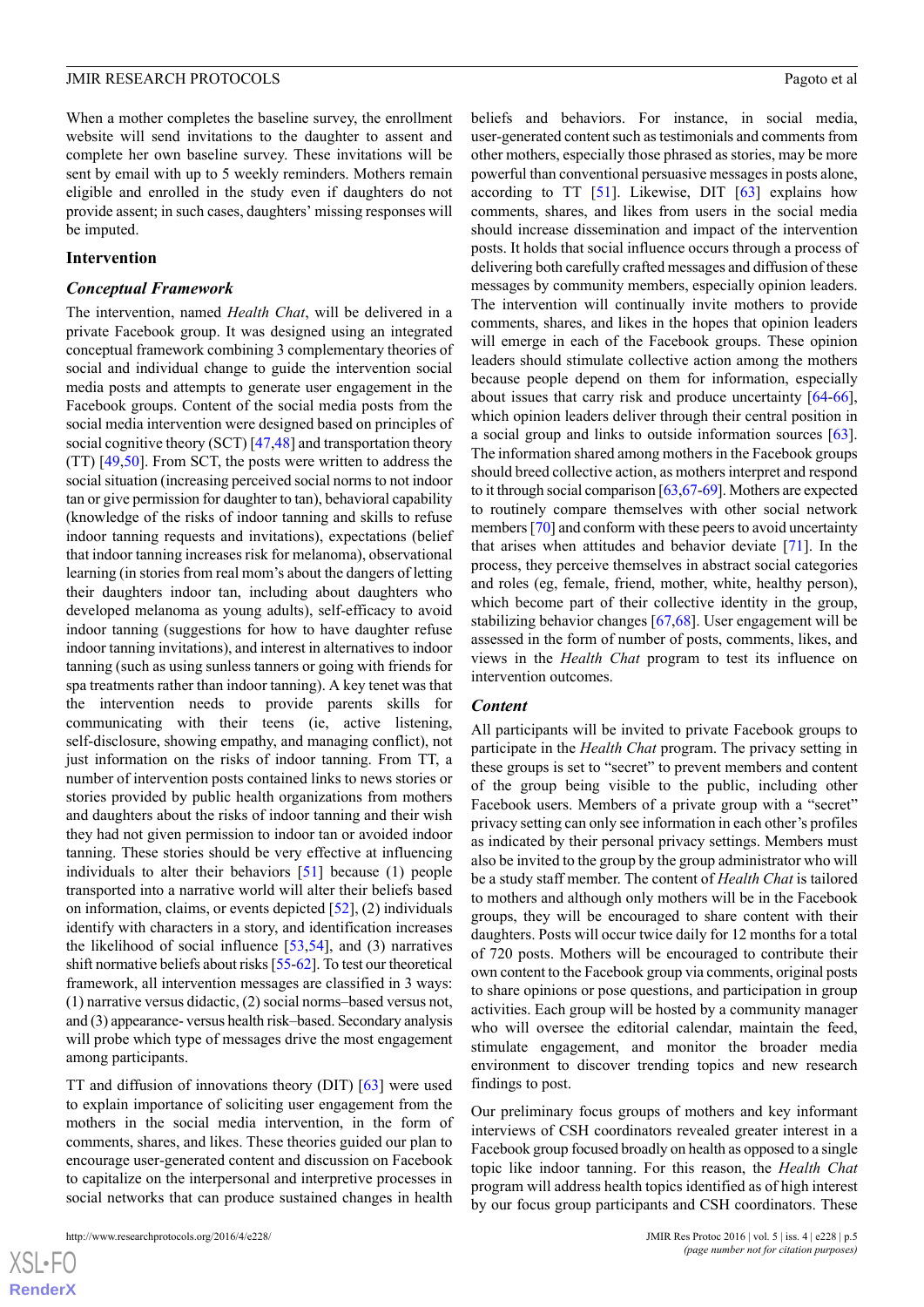When a mother completes the baseline survey, the enrollment website will send invitations to the daughter to assent and complete her own baseline survey. These invitations will be sent by email with up to 5 weekly reminders. Mothers remain eligible and enrolled in the study even if daughters do not provide assent; in such cases, daughters' missing responses will be imputed.

## Intervention

### Conceptual Framework

The intervention, named *Health Chat*, will be delivered in a private Facebook group. It was designed using an integrated conceptual framework combining 3 complementary theories of social and individual change to guide the intervention social media posts and attempts to generate user engagement in the Facebook groups. Content of the social media posts from the social media intervention were designed based on principles of social cognitive theory (SCT) [47,48] and transportation theory (TT) [49,50]. From SCT, the posts were written to address the social situation (increasing perceived social norms to not indoor tan or give permission for daughter to tan), behavioral capability (knowledge of the risks of indoor tanning and skills to refuse indoor tanning requests and invitations), expectations (belief that indoor tanning increases risk for melanoma), observational learning (in stories from real mom's about the dangers of letting their daughters indoor tan, including about daughters who developed melanoma as young adults), self-efficacy to avoid indoor tanning (suggestions for how to have daughter refuse indoor tanning invitations), and interest in alternatives to indoor tanning (such as using sunless tanners or going with friends for spa treatments rather than indoor tanning). A key tenet was that the intervention needs to provide parents skills for communicating with their teens (ie, active listening, self-disclosure, showing empathy, and managing conflict), not just information on the risks of indoor tanning. From TT, a number of intervention posts contained links to news stories or stories provided by public health organizations from mothers and daughters about the risks of indoor tanning and their wish they had not given permission to indoor tan or avoided indoor tanning. These stories should be very effective at influencing individuals to alter their behaviors [51] because (1) people transported into a narrative world will alter their beliefs based on information, claims, or events depicted [52], (2) individuals identify with characters in a story, and identification increases the likelihood of social influence [53,54], and (3) narratives shift normative beliefs about risks [55-62]. To test our theoretical framework, all intervention messages are classified in 3 ways: (1) narrative versus didactic, (2) social norms–based versus not, and (3) appearance- versus health risk–based. Secondary analysis will probe which type of messages drive the most engagement among participants.

TT and diffusion of innovations theory (DIT) [63] were used to explain importance of soliciting user engagement from the mothers in the social media intervention, in the form of comments, shares, and likes. These theories guided our plan to encourage user-generated content and discussion on Facebook to capitalize on the interpersonal and interpretive processes in social networks that can produce sustained changes in health beliefs and behaviors. For instance, in social media, user-generated content such as testimonials and comments from other mothers, especially those phrased as stories, may be more powerful than conventional persuasive messages in posts alone, according to TT [51]. Likewise, DIT [63] explains how comments, shares, and likes from users in the social media should increase dissemination and impact of the intervention posts. It holds that social influence occurs through a process of delivering both carefully crafted messages and diffusion of these messages by community members, especially opinion leaders. The intervention will continually invite mothers to provide comments, shares, and likes in the hopes that opinion leaders will emerge in each of the Facebook groups. These opinion leaders should stimulate collective action among the mothers because people depend on them for information, especially about issues that carry risk and produce uncertainty [64-66], which opinion leaders deliver through their central position in a social group and links to outside information sources [63]. The information shared among mothers in the Facebook groups should breed collective action, as mothers interpret and respond to it through social comparison [63,67-69]. Mothers are expected to routinely compare themselves with other social network members [70] and conform with these peers to avoid uncertainty that arises when attitudes and behavior deviate [71]. In the process, they perceive themselves in abstract social categories and roles (eg, female, friend, mother, white, healthy person), which become part of their collective identity in the group, stabilizing behavior changes [67,68]. User engagement will be assessed in the form of number of posts, comments, likes, and views in the *Health Chat* program to test its influence on intervention outcomes.

### Content

All participants will be invited to private Facebook groups to participate in the *Health Chat* program. The privacy setting in these groups is set to "secret" to prevent members and content of the group being visible to the public, including other Facebook users. Members of a private group with a "secret" privacy setting can only see information in each other's profiles as indicated by their personal privacy settings. Members must also be invited to the group by the group administrator who will be a study staff member. The content of *Health Chat* is tailored to mothers and although only mothers will be in the Facebook groups, they will be encouraged to share content with their daughters. Posts will occur twice daily for 12 months for a total of 720 posts. Mothers will be encouraged to contribute their own content to the Facebook group via comments, original posts to share opinions or pose questions, and participation in group activities. Each group will be hosted by a community manager who will oversee the editorial calendar, maintain the feed, stimulate engagement, and monitor the broader media environment to discover trending topics and new research findings to post.

Our preliminary focus groups of mothers and key informant interviews of CSH coordinators revealed greater interest in a Facebook group focused broadly on health as opposed to a single topic like indoor tanning. For this reason, the *Health Chat* program will address health topics identified as of high interest by our focus group participants and CSH coordinators. These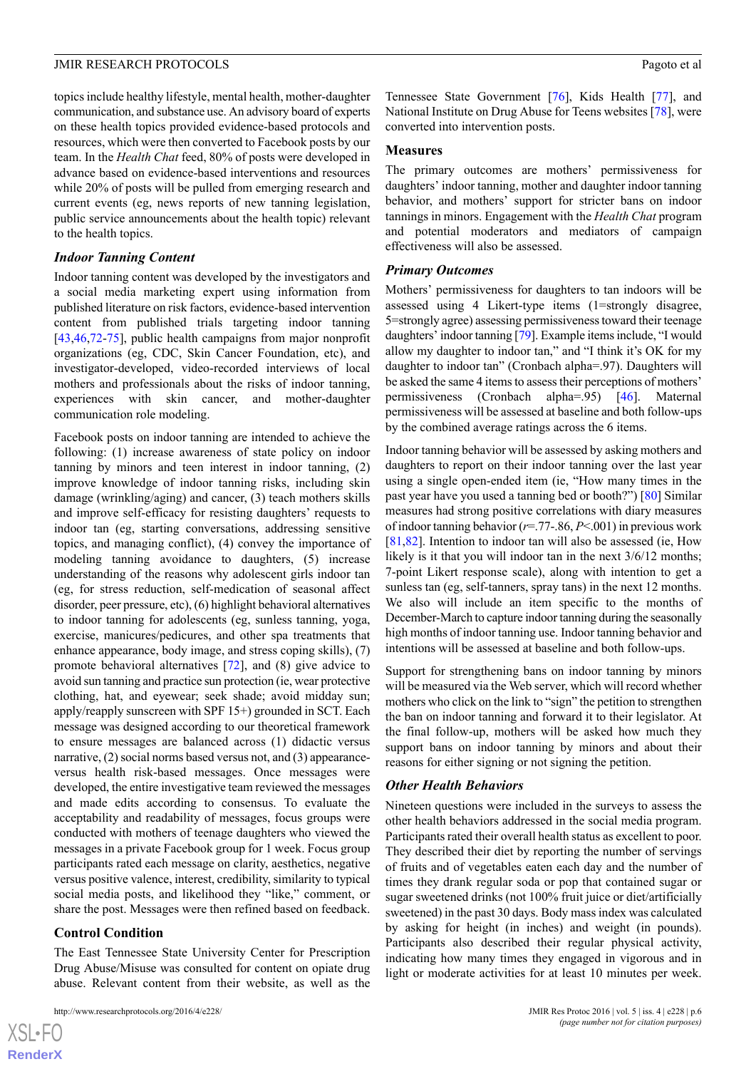topics include healthy lifestyle, mental health, mother-daughter communication, and substance use. An advisory board of experts on these health topics provided evidence-based protocols and resources, which were then converted to Facebook posts by our team. In the *Health Chat* feed, 80% of posts were developed in advance based on evidence-based interventions and resources while 20% of posts will be pulled from emerging research and current events (eg, news reports of new tanning legislation, public service announcements about the health topic) relevant to the health topics.

### Indoor Tanning Content

Indoor tanning content was developed by the investigators and a social media marketing expert using information from published literature on risk factors, evidence-based intervention content from published trials targeting indoor tanning [43,46,72-75], public health campaigns from major nonprofit organizations (eg, CDC, Skin Cancer Foundation, etc), and investigator-developed, video-recorded interviews of local mothers and professionals about the risks of indoor tanning, experiences with skin cancer, and mother-daughter communication role modeling.

Facebook posts on indoor tanning are intended to achieve the following: (1) increase awareness of state policy on indoor tanning by minors and teen interest in indoor tanning, (2) improve knowledge of indoor tanning risks, including skin damage (wrinkling/aging) and cancer, (3) teach mothers skills and improve self-efficacy for resisting daughters' requests to indoor tan (eg, starting conversations, addressing sensitive topics, and managing conflict), (4) convey the importance of modeling tanning avoidance to daughters, (5) increase understanding of the reasons why adolescent girls indoor tan (eg, for stress reduction, self-medication of seasonal affect disorder, peer pressure, etc), (6) highlight behavioral alternatives to indoor tanning for adolescents (eg, sunless tanning, yoga, exercise, manicures/pedicures, and other spa treatments that enhance appearance, body image, and stress coping skills), (7) promote behavioral alternatives [72], and (8) give advice to avoid sun tanning and practice sun protection (ie, wear protective clothing, hat, and eyewear; seek shade; avoid midday sun; apply/reapply sunscreen with SPF 15+) grounded in SCT. Each message was designed according to our theoretical framework to ensure messages are balanced across (1) didactic versus narrative, (2) social norms based versus not, and (3) appearance- versus health risk-based messages. Once messages were developed, the entire investigative team reviewed the messages and made edits according to consensus. To evaluate the acceptability and readability of messages, focus groups were conducted with mothers of teenage daughters who viewed the messages in a private Facebook group for 1 week. Focus group participants rated each message on clarity, aesthetics, negative versus positive valence, interest, credibility, similarity to typical social media posts, and likelihood they "like," comment, or share the post. Messages were then refined based on feedback.

## Control Condition

The East Tennessee State University Center for Prescription Drug Abuse/Misuse was consulted for content on opiate drug abuse. Relevant content from their website, as well as the Tennessee State Government [76], Kids Health [77], and National Institute on Drug Abuse for Teens websites [78], were converted into intervention posts.

## Measures

The primary outcomes are mothers' permissiveness for daughters' indoor tanning, mother and daughter indoor tanning behavior, and mothers' support for stricter bans on indoor tannings in minors. Engagement with the *Health Chat* program and potential moderators and mediators of campaign effectiveness will also be assessed.

### Primary Outcomes

Mothers' permissiveness for daughters to tan indoors will be assessed using 4 Likert-type items (1=strongly disagree, 5=strongly agree) assessing permissiveness toward their teenage daughters' indoor tanning [79]. Example items include, "I would allow my daughter to indoor tan," and "I think it's OK for my daughter to indoor tan" (Cronbach alpha=.97). Daughters will be asked the same 4 items to assess their perceptions of mothers' permissiveness (Cronbach alpha=.95) [46]. Maternal permissiveness will be assessed at baseline and both follow-ups by the combined average ratings across the 6 items.

Indoor tanning behavior will be assessed by asking mothers and daughters to report on their indoor tanning over the last year using a single open-ended item (ie, "How many times in the past year have you used a tanning bed or booth?") [80] Similar measures had strong positive correlations with diary measures of indoor tanning behavior ($r$=.77-.86, $P$<.001) in previous work [81,82]. Intention to indoor tan will also be assessed (ie, How likely is it that you will indoor tan in the next 3/6/12 months; 7-point Likert response scale), along with intention to get a sunless tan (eg, self-tanners, spray tans) in the next 12 months. We also will include an item specific to the months of December-March to capture indoor tanning during the seasonally high months of indoor tanning use. Indoor tanning behavior and intentions will be assessed at baseline and both follow-ups.

Support for strengthening bans on indoor tanning by minors will be measured via the Web server, which will record whether mothers who click on the link to "sign" the petition to strengthen the ban on indoor tanning and forward it to their legislator. At the final follow-up, mothers will be asked how much they support bans on indoor tanning by minors and about their reasons for either signing or not signing the petition.

### Other Health Behaviors

Nineteen questions were included in the surveys to assess the other health behaviors addressed in the social media program. Participants rated their overall health status as excellent to poor. They described their diet by reporting the number of servings of fruits and of vegetables eaten each day and the number of times they drank regular soda or pop that contained sugar or sugar sweetened drinks (not 100% fruit juice or diet/artificially sweetened) in the past 30 days. Body mass index was calculated by asking for height (in inches) and weight (in pounds). Participants also described their regular physical activity, indicating how many times they engaged in vigorous and in light or moderate activities for at least 10 minutes per week.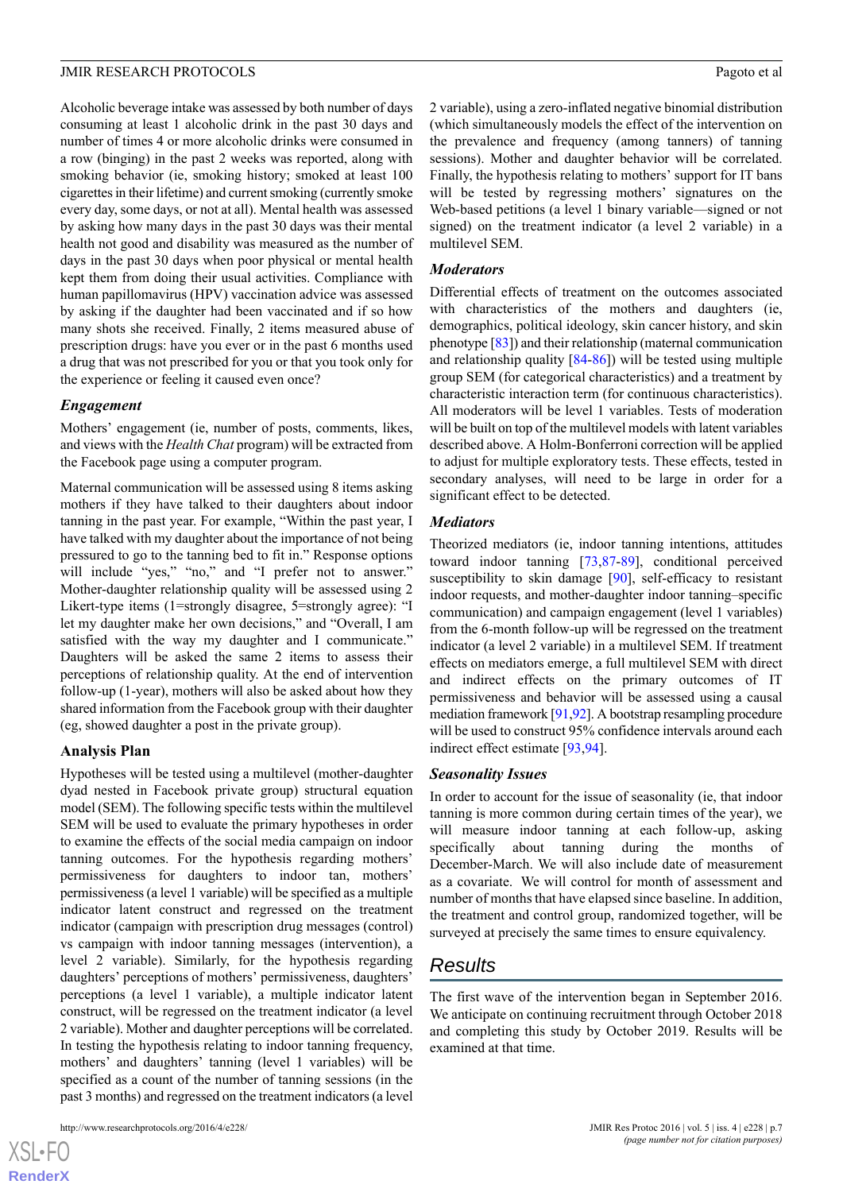Alcoholic beverage intake was assessed by both number of days consuming at least 1 alcoholic drink in the past 30 days and number of times 4 or more alcoholic drinks were consumed in a row (binging) in the past 2 weeks was reported, along with smoking behavior (ie, smoking history; smoked at least 100 cigarettes in their lifetime) and current smoking (currently smoke every day, some days, or not at all). Mental health was assessed by asking how many days in the past 30 days was their mental health not good and disability was measured as the number of days in the past 30 days when poor physical or mental health kept them from doing their usual activities. Compliance with human papillomavirus (HPV) vaccination advice was assessed by asking if the daughter had been vaccinated and if so how many shots she received. Finally, 2 items measured abuse of prescription drugs: have you ever or in the past 6 months used a drug that was not prescribed for you or that you took only for the experience or feeling it caused even once?

### Engagement

Mothers' engagement (ie, number of posts, comments, likes, and views with the *Health Chat* program) will be extracted from the Facebook page using a computer program.

Maternal communication will be assessed using 8 items asking mothers if they have talked to their daughters about indoor tanning in the past year. For example, "Within the past year, I have talked with my daughter about the importance of not being pressured to go to the tanning bed to fit in." Response options will include "yes," "no," and "I prefer not to answer." Mother-daughter relationship quality will be assessed using 2 Likert-type items (1=strongly disagree, 5=strongly agree): "I let my daughter make her own decisions," and "Overall, I am satisfied with the way my daughter and I communicate." Daughters will be asked the same 2 items to assess their perceptions of relationship quality. At the end of intervention follow-up (1-year), mothers will also be asked about how they shared information from the Facebook group with their daughter (eg, showed daughter a post in the private group).

## Analysis Plan

Hypotheses will be tested using a multilevel (mother-daughter dyad nested in Facebook private group) structural equation model (SEM). The following specific tests within the multilevel SEM will be used to evaluate the primary hypotheses in order to examine the effects of the social media campaign on indoor tanning outcomes. For the hypothesis regarding mothers' permissiveness for daughters to indoor tan, mothers' permissiveness (a level 1 variable) will be specified as a multiple indicator latent construct and regressed on the treatment indicator (campaign with prescription drug messages (control) vs campaign with indoor tanning messages (intervention), a level 2 variable). Similarly, for the hypothesis regarding daughters' perceptions of mothers' permissiveness, daughters' perceptions (a level 1 variable), a multiple indicator latent construct, will be regressed on the treatment indicator (a level 2 variable). Mother and daughter perceptions will be correlated. In testing the hypothesis relating to indoor tanning frequency, mothers' and daughters' tanning (level 1 variables) will be specified as a count of the number of tanning sessions (in the past 3 months) and regressed on the treatment indicators (a level 2 variable), using a zero-inflated negative binomial distribution (which simultaneously models the effect of the intervention on the prevalence and frequency (among tanners) of tanning sessions). Mother and daughter behavior will be correlated. Finally, the hypothesis relating to mothers' support for IT bans will be tested by regressing mothers' signatures on the Web-based petitions (a level 1 binary variable—signed or not signed) on the treatment indicator (a level 2 variable) in a multilevel SEM.

### Moderators

Differential effects of treatment on the outcomes associated with characteristics of the mothers and daughters (ie, demographics, political ideology, skin cancer history, and skin phenotype [83]) and their relationship (maternal communication and relationship quality [84-86]) will be tested using multiple group SEM (for categorical characteristics) and a treatment by characteristic interaction term (for continuous characteristics). All moderators will be level 1 variables. Tests of moderation will be built on top of the multilevel models with latent variables described above. A Holm-Bonferroni correction will be applied to adjust for multiple exploratory tests. These effects, tested in secondary analyses, will need to be large in order for a significant effect to be detected.

### Mediators

Theorized mediators (ie, indoor tanning intentions, attitudes toward indoor tanning [73,87-89], conditional perceived susceptibility to skin damage [90], self-efficacy to resistant indoor requests, and mother-daughter indoor tanning–specific communication) and campaign engagement (level 1 variables) from the 6-month follow-up will be regressed on the treatment indicator (a level 2 variable) in a multilevel SEM. If treatment effects on mediators emerge, a full multilevel SEM with direct and indirect effects on the primary outcomes of IT permissiveness and behavior will be assessed using a causal mediation framework [91,92]. A bootstrap resampling procedure will be used to construct 95% confidence intervals around each indirect effect estimate [93,94].

### Seasonality Issues

In order to account for the issue of seasonality (ie, that indoor tanning is more common during certain times of the year), we will measure indoor tanning at each follow-up, asking specifically about tanning during the months of December-March. We will also include date of measurement as a covariate. We will control for month of assessment and number of months that have elapsed since baseline. In addition, the treatment and control group, randomized together, will be surveyed at precisely the same times to ensure equivalency.

# Results

The first wave of the intervention began in September 2016. We anticipate on continuing recruitment through October 2018 and completing this study by October 2019. Results will be examined at that time.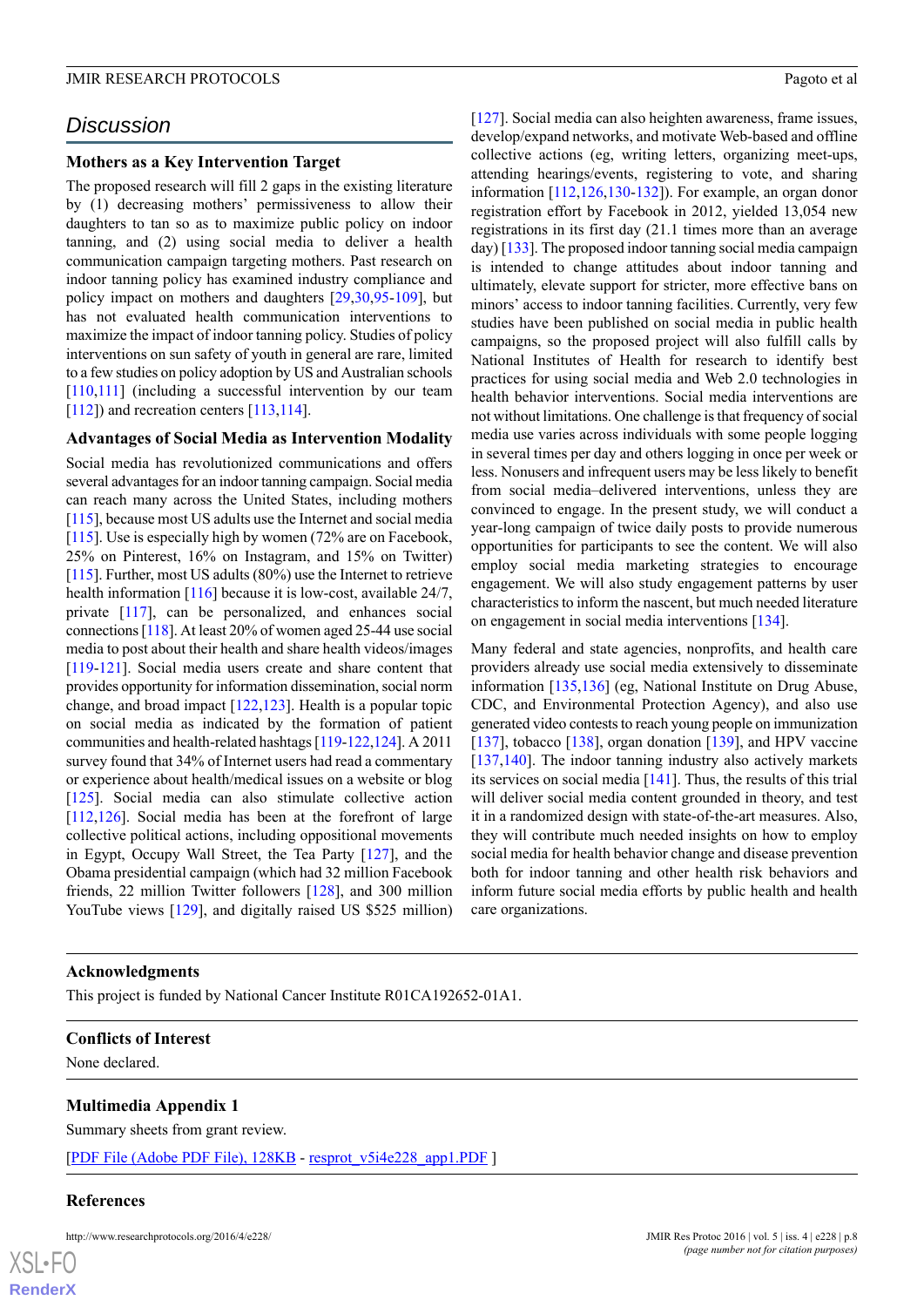## Discussion

### Mothers as a Key Intervention Target

The proposed research will fill 2 gaps in the existing literature by (1) decreasing mothers' permissiveness to allow their daughters to tan so as to maximize public policy on indoor tanning, and (2) using social media to deliver a health communication campaign targeting mothers. Past research on indoor tanning policy has examined industry compliance and policy impact on mothers and daughters [29,30,95-109], but has not evaluated health communication interventions to maximize the impact of indoor tanning policy. Studies of policy interventions on sun safety of youth in general are rare, limited to a few studies on policy adoption by US and Australian schools [110,111] (including a successful intervention by our team [112]) and recreation centers [113,114].

### Advantages of Social Media as Intervention Modality

Social media has revolutionized communications and offers several advantages for an indoor tanning campaign. Social media can reach many across the United States, including mothers [115], because most US adults use the Internet and social media [115]. Use is especially high by women (72% are on Facebook, 25% on Pinterest, 16% on Instagram, and 15% on Twitter) [115]. Further, most US adults (80%) use the Internet to retrieve health information [116] because it is low-cost, available 24/7, private [117], can be personalized, and enhances social connections [118]. At least 20% of women aged 25-44 use social media to post about their health and share health videos/images [119-121]. Social media users create and share content that provides opportunity for information dissemination, social norm change, and broad impact [122,123]. Health is a popular topic on social media as indicated by the formation of patient communities and health-related hashtags [119-122,124]. A 2011 survey found that 34% of Internet users had read a commentary or experience about health/medical issues on a website or blog [125]. Social media can also stimulate collective action [112,126]. Social media has been at the forefront of large collective political actions, including oppositional movements in Egypt, Occupy Wall Street, the Tea Party [127], and the Obama presidential campaign (which had 32 million Facebook friends, 22 million Twitter followers [128], and 300 million YouTube views [129], and digitally raised US $525 million) [127]. Social media can also heighten awareness, frame issues, develop/expand networks, and motivate Web-based and offline collective actions (eg, writing letters, organizing meet-ups, attending hearings/events, registering to vote, and sharing information [112,126,130-132]). For example, an organ donor registration effort by Facebook in 2012, yielded 13,054 new registrations in its first day (21.1 times more than an average day) [133]. The proposed indoor tanning social media campaign is intended to change attitudes about indoor tanning and ultimately, elevate support for stricter, more effective bans on minors' access to indoor tanning facilities. Currently, very few studies have been published on social media in public health campaigns, so the proposed project will also fulfill calls by National Institutes of Health for research to identify best practices for using social media and Web 2.0 technologies in health behavior interventions. Social media interventions are not without limitations. One challenge is that frequency of social media use varies across individuals with some people logging in several times per day and others logging in once per week or less. Nonusers and infrequent users may be less likely to benefit from social media–delivered interventions, unless they are convinced to engage. In the present study, we will conduct a year-long campaign of twice daily posts to provide numerous opportunities for participants to see the content. We will also employ social media marketing strategies to encourage engagement. We will also study engagement patterns by user characteristics to inform the nascent, but much needed literature on engagement in social media interventions [134].

Many federal and state agencies, nonprofits, and health care providers already use social media extensively to disseminate information [135,136] (eg, National Institute on Drug Abuse, CDC, and Environmental Protection Agency), and also use generated video contests to reach young people on immunization [137], tobacco [138], organ donation [139], and HPV vaccine [137,140]. The indoor tanning industry also actively markets its services on social media [141]. Thus, the results of this trial will deliver social media content grounded in theory, and test it in a randomized design with state-of-the-art measures. Also, they will contribute much needed insights on how to employ social media for health behavior change and disease prevention both for indoor tanning and other health risk behaviors and inform future social media efforts by public health and health care organizations.

### Acknowledgments

This project is funded by National Cancer Institute R01CA192652-01A1.

### Conflicts of Interest

None declared.

### Multimedia Appendix 1

Summary sheets from grant review.

[PDF File (Adobe PDF File), 128KB - resprot_v5i4e228_app1.PDF ]

### References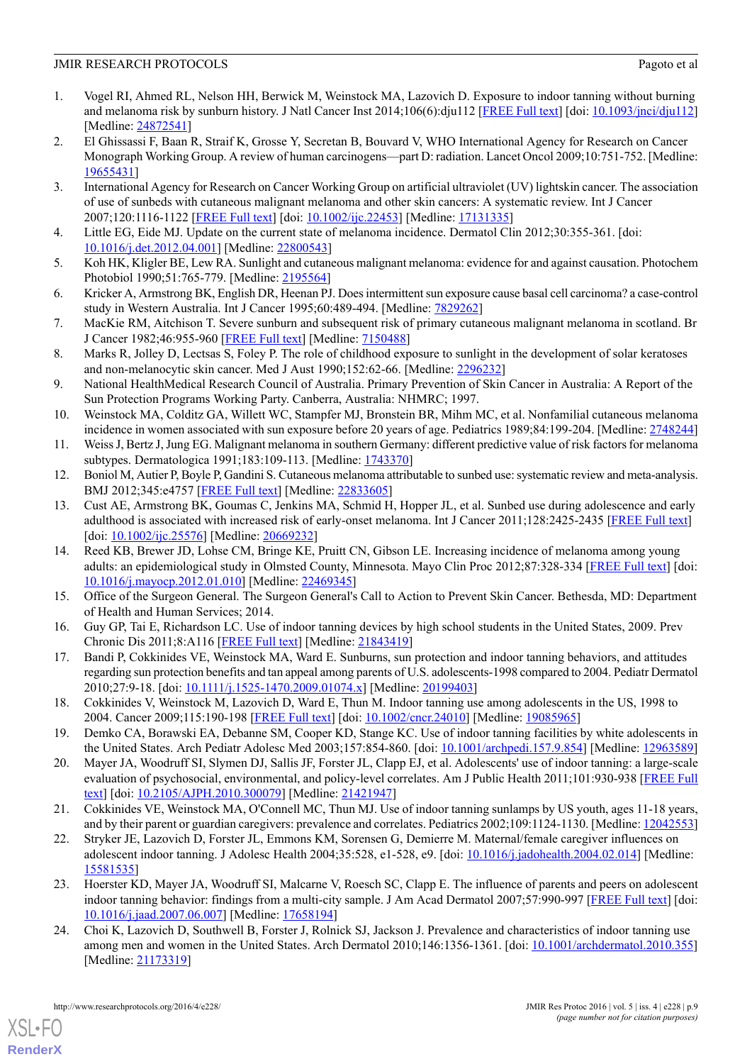1. Vogel RI, Ahmed RL, Nelson HH, Berwick M, Weinstock MA, Lazovich D. Exposure to indoor tanning without burning and melanoma risk by sunburn history. J Natl Cancer Inst 2014;106(6):dju112 [FREE Full text] [doi: 10.1093/jnci/dju112] [Medline: 24872541]
2. El Ghissassi F, Baan R, Straif K, Grosse Y, Secretan B, Bouvard V, WHO International Agency for Research on Cancer Monograph Working Group. A review of human carcinogens—part D: radiation. Lancet Oncol 2009;10:751-752. [Medline: 19655431]
3. International Agency for Research on Cancer Working Group on artificial ultraviolet (UV) lightskin cancer. The association of use of sunbeds with cutaneous malignant melanoma and other skin cancers: A systematic review. Int J Cancer 2007;120:1116-1122 [FREE Full text] [doi: 10.1002/ijc.22453] [Medline: 17131335]
4. Little EG, Eide MJ. Update on the current state of melanoma incidence. Dermatol Clin 2012;30:355-361. [doi: 10.1016/j.det.2012.04.001] [Medline: 22800543]
5. Koh HK, Kligler BE, Lew RA. Sunlight and cutaneous malignant melanoma: evidence for and against causation. Photochem Photobiol 1990;51:765-779. [Medline: 2195564]
6. Kricker A, Armstrong BK, English DR, Heenan PJ. Does intermittent sun exposure cause basal cell carcinoma? a case-control study in Western Australia. Int J Cancer 1995;60:489-494. [Medline: 7829262]
7. MacKie RM, Aitchison T. Severe sunburn and subsequent risk of primary cutaneous malignant melanoma in scotland. Br J Cancer 1982;46:955-960 [FREE Full text] [Medline: 7150488]
8. Marks R, Jolley D, Lectsas S, Foley P. The role of childhood exposure to sunlight in the development of solar keratoses and non-melanocytic skin cancer. Med J Aust 1990;152:62-66. [Medline: 2296232]
9. National HealthMedical Research Council of Australia. Primary Prevention of Skin Cancer in Australia: A Report of the Sun Protection Programs Working Party. Canberra, Australia: NHMRC; 1997.
10. Weinstock MA, Colditz GA, Willett WC, Stampfer MJ, Bronstein BR, Mihm MC, et al. Nonfamilial cutaneous melanoma incidence in women associated with sun exposure before 20 years of age. Pediatrics 1989;84:199-204. [Medline: 2748244]
11. Weiss J, Bertz J, Jung EG. Malignant melanoma in southern Germany: different predictive value of risk factors for melanoma subtypes. Dermatologica 1991;183:109-113. [Medline: 1743370]
12. Boniol M, Autier P, Boyle P, Gandini S. Cutaneous melanoma attributable to sunbed use: systematic review and meta-analysis. BMJ 2012;345:e4757 [FREE Full text] [Medline: 22833605]
13. Cust AE, Armstrong BK, Goumas C, Jenkins MA, Schmid H, Hopper JL, et al. Sunbed use during adolescence and early adulthood is associated with increased risk of early-onset melanoma. Int J Cancer 2011;128:2425-2435 [FREE Full text] [doi: 10.1002/ijc.25576] [Medline: 20669232]
14. Reed KB, Brewer JD, Lohse CM, Bringe KE, Pruitt CN, Gibson LE. Increasing incidence of melanoma among young adults: an epidemiological study in Olmsted County, Minnesota. Mayo Clin Proc 2012;87:328-334 [FREE Full text] [doi: 10.1016/j.mayocp.2012.01.010] [Medline: 22469345]
15. Office of the Surgeon General. The Surgeon General's Call to Action to Prevent Skin Cancer. Bethesda, MD: Department of Health and Human Services; 2014.
16. Guy GP, Tai E, Richardson LC. Use of indoor tanning devices by high school students in the United States, 2009. Prev Chronic Dis 2011;8:A116 [FREE Full text] [Medline: 21843419]
17. Bandi P, Cokkinides VE, Weinstock MA, Ward E. Sunburns, sun protection and indoor tanning behaviors, and attitudes regarding sun protection benefits and tan appeal among parents of U.S. adolescents-1998 compared to 2004. Pediatr Dermatol 2010;27:9-18. [doi: 10.1111/j.1525-1470.2009.01074.x] [Medline: 20199403]
18. Cokkinides V, Weinstock M, Lazovich D, Ward E, Thun M. Indoor tanning use among adolescents in the US, 1998 to 2004. Cancer 2009;115:190-198 [FREE Full text] [doi: 10.1002/cncr.24010] [Medline: 19085965]
19. Demko CA, Borawski EA, Debanne SM, Cooper KD, Stange KC. Use of indoor tanning facilities by white adolescents in the United States. Arch Pediatr Adolesc Med 2003;157:854-860. [doi: 10.1001/archpedi.157.9.854] [Medline: 12963589]
20. Mayer JA, Woodruff SI, Slymen DJ, Sallis JF, Forster JL, Clapp EJ, et al. Adolescents' use of indoor tanning: a large-scale evaluation of psychosocial, environmental, and policy-level correlates. Am J Public Health 2011;101:930-938 [FREE Full text] [doi: 10.2105/AJPH.2010.300079] [Medline: 21421947]
21. Cokkinides VE, Weinstock MA, O'Connell MC, Thun MJ. Use of indoor tanning sunlamps by US youth, ages 11-18 years, and by their parent or guardian caregivers: prevalence and correlates. Pediatrics 2002;109:1124-1130. [Medline: 12042553]
22. Stryker JE, Lazovich D, Forster JL, Emmons KM, Sorensen G, Demierre M. Maternal/female caregiver influences on adolescent indoor tanning. J Adolesc Health 2004;35:528, e1-528, e9. [doi: 10.1016/j.jadohealth.2004.02.014] [Medline: 15581535]
23. Hoerster KD, Mayer JA, Woodruff SI, Malcarne V, Roesch SC, Clapp E. The influence of parents and peers on adolescent indoor tanning behavior: findings from a multi-city sample. J Am Acad Dermatol 2007;57:990-997 [FREE Full text] [doi: 10.1016/j.jaad.2007.06.007] [Medline: 17658194]
24. Choi K, Lazovich D, Southwell B, Forster J, Rolnick SJ, Jackson J. Prevalence and characteristics of indoor tanning use among men and women in the United States. Arch Dermatol 2010;146:1356-1361. [doi: 10.1001/archdermatol.2010.355] [Medline: 21173319]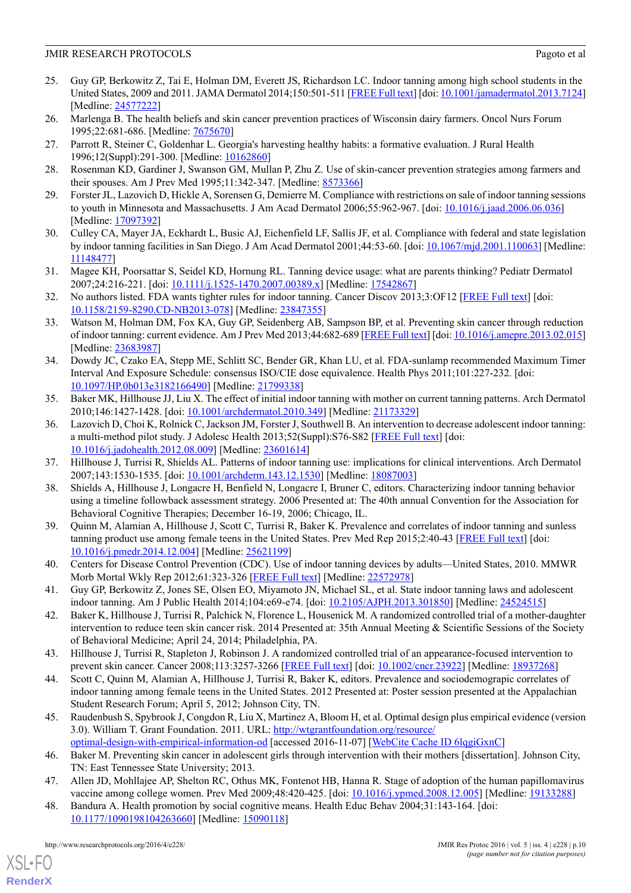25. Guy GP, Berkowitz Z, Tai E, Holman DM, Everett JS, Richardson LC. Indoor tanning among high school students in the United States, 2009 and 2011. JAMA Dermatol 2014;150:501-511 [FREE Full text] [doi: 10.1001/jamadermatol.2013.7124] [Medline: 24577222]
26. Marlenga B. The health beliefs and skin cancer prevention practices of Wisconsin dairy farmers. Oncol Nurs Forum 1995;22:681-686. [Medline: 7675670]
27. Parrott R, Steiner C, Goldenhar L. Georgia's harvesting healthy habits: a formative evaluation. J Rural Health 1996;12(Suppl):291-300. [Medline: 10162860]
28. Rosenman KD, Gardiner J, Swanson GM, Mullan P, Zhu Z. Use of skin-cancer prevention strategies among farmers and their spouses. Am J Prev Med 1995;11:342-347. [Medline: 8573366]
29. Forster JL, Lazovich D, Hickle A, Sorensen G, Demierre M. Compliance with restrictions on sale of indoor tanning sessions to youth in Minnesota and Massachusetts. J Am Acad Dermatol 2006;55:962-967. [doi: 10.1016/j.jaad.2006.06.036] [Medline: 17097392]
30. Culley CA, Mayer JA, Eckhardt L, Busic AJ, Eichenfield LF, Sallis JF, et al. Compliance with federal and state legislation by indoor tanning facilities in San Diego. J Am Acad Dermatol 2001;44:53-60. [doi: 10.1067/mjd.2001.110063] [Medline: 11148477]
31. Magee KH, Poorsattar S, Seidel KD, Hornung RL. Tanning device usage: what are parents thinking? Pediatr Dermatol 2007;24:216-221. [doi: 10.1111/j.1525-1470.2007.00389.x] [Medline: 17542867]
32. No authors listed. FDA wants tighter rules for indoor tanning. Cancer Discov 2013;3:OF12 [FREE Full text] [doi: 10.1158/2159-8290.CD-NB2013-078] [Medline: 23847355]
33. Watson M, Holman DM, Fox KA, Guy GP, Seidenberg AB, Sampson BP, et al. Preventing skin cancer through reduction of indoor tanning: current evidence. Am J Prev Med 2013;44:682-689 [FREE Full text] [doi: 10.1016/j.amepre.2013.02.015] [Medline: 23683987]
34. Dowdy JC, Czako EA, Stepp ME, Schlitt SC, Bender GR, Khan LU, et al. FDA-sunlamp recommended Maximum Timer Interval And Exposure Schedule: consensus ISO/CIE dose equivalence. Health Phys 2011;101:227-232. [doi: 10.1097/HP.0b013e3182166490] [Medline: 21799338]
35. Baker MK, Hillhouse JJ, Liu X. The effect of initial indoor tanning with mother on current tanning patterns. Arch Dermatol 2010;146:1427-1428. [doi: 10.1001/archdermatol.2010.349] [Medline: 21173329]
36. Lazovich D, Choi K, Rolnick C, Jackson JM, Forster J, Southwell B. An intervention to decrease adolescent indoor tanning: a multi-method pilot study. J Adolesc Health 2013;52(Suppl):S76-S82 [FREE Full text] [doi: 10.1016/j.jadohealth.2012.08.009] [Medline: 23601614]
37. Hillhouse J, Turrisi R, Shields AL. Patterns of indoor tanning use: implications for clinical interventions. Arch Dermatol 2007;143:1530-1535. [doi: 10.1001/archderm.143.12.1530] [Medline: 18087003]
38. Shields A, Hillhouse J, Longacre H, Benfield N, Longacre I, Bruner C, editors. Characterizing indoor tanning behavior using a timeline followback assessment strategy. 2006 Presented at: The 40th annual Convention for the Association for Behavioral Cognitive Therapies; December 16-19, 2006; Chicago, IL.
39. Quinn M, Alamian A, Hillhouse J, Scott C, Turrisi R, Baker K. Prevalence and correlates of indoor tanning and sunless tanning product use among female teens in the United States. Prev Med Rep 2015;2:40-43 [FREE Full text] [doi: 10.1016/j.pmedr.2014.12.004] [Medline: 25621199]
40. Centers for Disease Control Prevention (CDC). Use of indoor tanning devices by adults—United States, 2010. MMWR Morb Mortal Wkly Rep 2012;61:323-326 [FREE Full text] [Medline: 22572978]
41. Guy GP, Berkowitz Z, Jones SE, Olsen EO, Miyamoto JN, Michael SL, et al. State indoor tanning laws and adolescent indoor tanning. Am J Public Health 2014;104:e69-e74. [doi: 10.2105/AJPH.2013.301850] [Medline: 24524515]
42. Baker K, Hillhouse J, Turrisi R, Palchick N, Florence L, Housenick M. A randomized controlled trial of a mother-daughter intervention to reduce teen skin cancer risk. 2014 Presented at: 35th Annual Meeting & Scientific Sessions of the Society of Behavioral Medicine; April 24, 2014; Philadelphia, PA.
43. Hillhouse J, Turrisi R, Stapleton J, Robinson J. A randomized controlled trial of an appearance-focused intervention to prevent skin cancer. Cancer 2008;113:3257-3266 [FREE Full text] [doi: 10.1002/cncr.23922] [Medline: 18937268]
44. Scott C, Quinn M, Alamian A, Hillhouse J, Turrisi R, Baker K, editors. Prevalence and sociodemograpic correlates of indoor tanning among female teens in the United States. 2012 Presented at: Poster session presented at the Appalachian Student Research Forum; April 5, 2012; Johnson City, TN.
45. Raudenbush S, Spybrook J, Congdon R, Liu X, Martinez A, Bloom H, et al. Optimal design plus empirical evidence (version 3.0). William T. Grant Foundation. 2011. URL: http://wtgrantfoundation.org/resource/optimal-design-with-empirical-information-od [accessed 2016-11-07] [WebCite Cache ID 6lqgiGxnC]
46. Baker M. Preventing skin cancer in adolescent girls through intervention with their mothers [dissertation]. Johnson City, TN: East Tennessee State University; 2013.
47. Allen JD, Mohllajee AP, Shelton RC, Othus MK, Fontenot HB, Hanna R. Stage of adoption of the human papillomavirus vaccine among college women. Prev Med 2009;48:420-425. [doi: 10.1016/j.ypmed.2008.12.005] [Medline: 19133288]
48. Bandura A. Health promotion by social cognitive means. Health Educ Behav 2004;31:143-164. [doi: 10.1177/1090198104263660] [Medline: 15090118]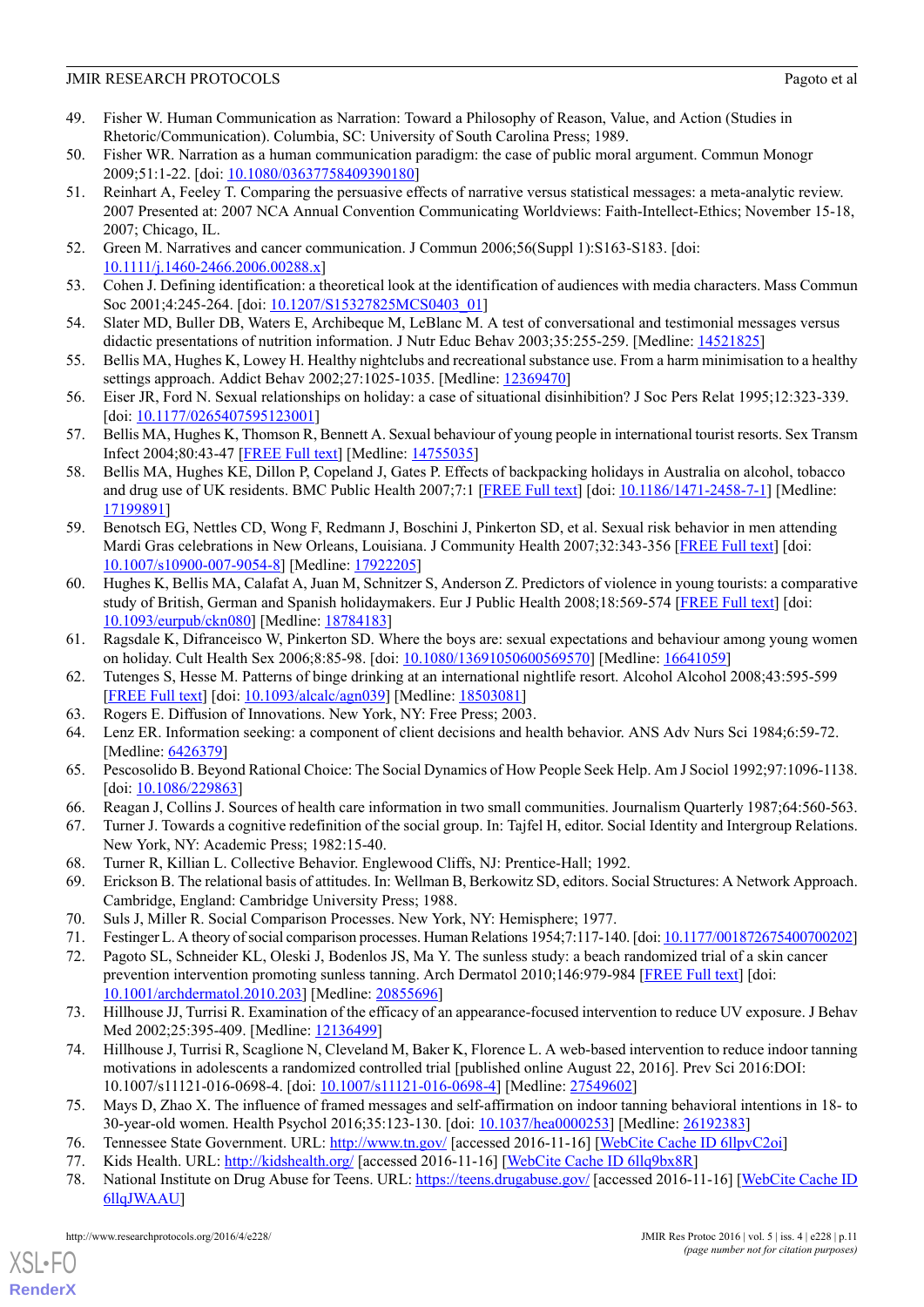49. Fisher W. Human Communication as Narration: Toward a Philosophy of Reason, Value, and Action (Studies in Rhetoric/Communication). Columbia, SC: University of South Carolina Press; 1989.
50. Fisher WR. Narration as a human communication paradigm: the case of public moral argument. Commun Monogr 2009;51:1-22. [doi: 10.1080/03637758409390180]
51. Reinhart A, Feeley T. Comparing the persuasive effects of narrative versus statistical messages: a meta-analytic review. 2007 Presented at: 2007 NCA Annual Convention Communicating Worldviews: Faith-Intellect-Ethics; November 15-18, 2007; Chicago, IL.
52. Green M. Narratives and cancer communication. J Commun 2006;56(Suppl 1):S163-S183. [doi: 10.1111/j.1460-2466.2006.00288.x]
53. Cohen J. Defining identification: a theoretical look at the identification of audiences with media characters. Mass Commun Soc 2001;4:245-264. [doi: 10.1207/S15327825MCS0403_01]
54. Slater MD, Buller DB, Waters E, Archibeque M, LeBlanc M. A test of conversational and testimonial messages versus didactic presentations of nutrition information. J Nutr Educ Behav 2003;35:255-259. [Medline: 14521825]
55. Bellis MA, Hughes K, Lowey H. Healthy nightclubs and recreational substance use. From a harm minimisation to a healthy settings approach. Addict Behav 2002;27:1025-1035. [Medline: 12369470]
56. Eiser JR, Ford N. Sexual relationships on holiday: a case of situational disinhibition? J Soc Pers Relat 1995;12:323-339. [doi: 10.1177/0265407595123001]
57. Bellis MA, Hughes K, Thomson R, Bennett A. Sexual behaviour of young people in international tourist resorts. Sex Transm Infect 2004;80:43-47 [FREE Full text] [Medline: 14755035]
58. Bellis MA, Hughes KE, Dillon P, Copeland J, Gates P. Effects of backpacking holidays in Australia on alcohol, tobacco and drug use of UK residents. BMC Public Health 2007;7:1 [FREE Full text] [doi: 10.1186/1471-2458-7-1] [Medline: 17199891]
59. Benotsch EG, Nettles CD, Wong F, Redmann J, Boschini J, Pinkerton SD, et al. Sexual risk behavior in men attending Mardi Gras celebrations in New Orleans, Louisiana. J Community Health 2007;32:343-356 [FREE Full text] [doi: 10.1007/s10900-007-9054-8] [Medline: 17922205]
60. Hughes K, Bellis MA, Calafat A, Juan M, Schnitzer S, Anderson Z. Predictors of violence in young tourists: a comparative study of British, German and Spanish holidaymakers. Eur J Public Health 2008;18:569-574 [FREE Full text] [doi: 10.1093/eurpub/ckn080] [Medline: 18784183]
61. Ragsdale K, Difranceisco W, Pinkerton SD. Where the boys are: sexual expectations and behaviour among young women on holiday. Cult Health Sex 2006;8:85-98. [doi: 10.1080/13691050600569570] [Medline: 16641059]
62. Tutenges S, Hesse M. Patterns of binge drinking at an international nightlife resort. Alcohol Alcohol 2008;43:595-599 [FREE Full text] [doi: 10.1093/alcalc/agn039] [Medline: 18503081]
63. Rogers E. Diffusion of Innovations. New York, NY: Free Press; 2003.
64. Lenz ER. Information seeking: a component of client decisions and health behavior. ANS Adv Nurs Sci 1984;6:59-72. [Medline: 6426379]
65. Pescosolido B. Beyond Rational Choice: The Social Dynamics of How People Seek Help. Am J Sociol 1992;97:1096-1138. [doi: 10.1086/229863]
66. Reagan J, Collins J. Sources of health care information in two small communities. Journalism Quarterly 1987;64:560-563.
67. Turner J. Towards a cognitive redefinition of the social group. In: Tajfel H, editor. Social Identity and Intergroup Relations. New York, NY: Academic Press; 1982:15-40.
68. Turner R, Killian L. Collective Behavior. Englewood Cliffs, NJ: Prentice-Hall; 1992.
69. Erickson B. The relational basis of attitudes. In: Wellman B, Berkowitz SD, editors. Social Structures: A Network Approach. Cambridge, England: Cambridge University Press; 1988.
70. Suls J, Miller R. Social Comparison Processes. New York, NY: Hemisphere; 1977.
71. Festinger L. A theory of social comparison processes. Human Relations 1954;7:117-140. [doi: 10.1177/001872675400700202]
72. Pagoto SL, Schneider KL, Oleski J, Bodenlos JS, Ma Y. The sunless study: a beach randomized trial of a skin cancer prevention intervention promoting sunless tanning. Arch Dermatol 2010;146:979-984 [FREE Full text] [doi: 10.1001/archdermatol.2010.203] [Medline: 20855696]
73. Hillhouse JJ, Turrisi R. Examination of the efficacy of an appearance-focused intervention to reduce UV exposure. J Behav Med 2002;25:395-409. [Medline: 12136499]
74. Hillhouse J, Turrisi R, Scaglione N, Cleveland M, Baker K, Florence L. A web-based intervention to reduce indoor tanning motivations in adolescents a randomized controlled trial [published online August 22, 2016]. Prev Sci 2016:DOI: 10.1007/s11121-016-0698-4. [doi: 10.1007/s11121-016-0698-4] [Medline: 27549602]
75. Mays D, Zhao X. The influence of framed messages and self-affirmation on indoor tanning behavioral intentions in 18- to 30-year-old women. Health Psychol 2016;35:123-130. [doi: 10.1037/hea0000253] [Medline: 26192383]
76. Tennessee State Government. URL: http://www.tn.gov/ [accessed 2016-11-16] [WebCite Cache ID 6llpvC2oi]
77. Kids Health. URL: http://kidshealth.org/ [accessed 2016-11-16] [WebCite Cache ID 6llq9bx8R]
78. National Institute on Drug Abuse for Teens. URL: https://teens.drugabuse.gov/ [accessed 2016-11-16] [WebCite Cache ID 6llqJWAAU]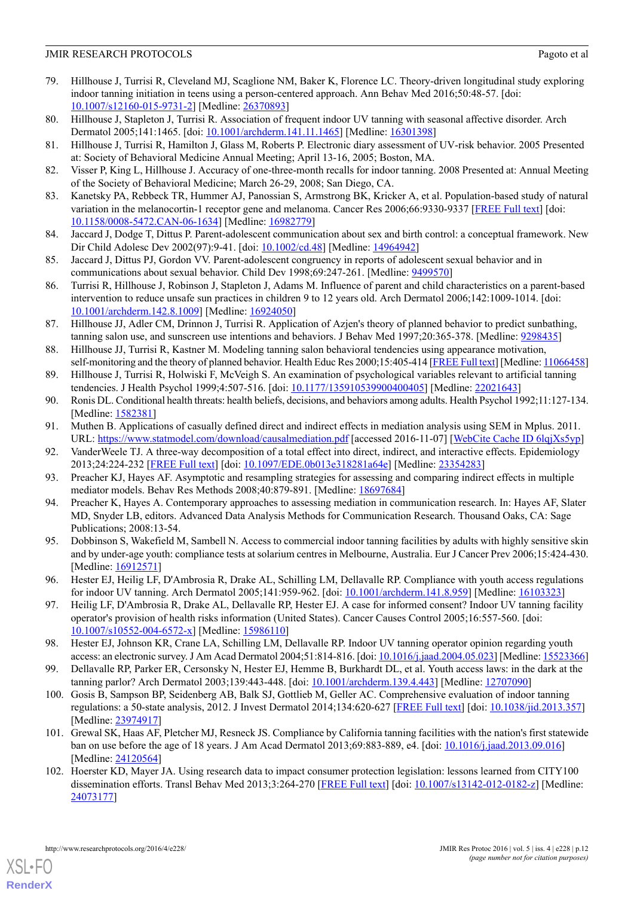79. Hillhouse J, Turrisi R, Cleveland MJ, Scaglione NM, Baker K, Florence LC. Theory-driven longitudinal study exploring indoor tanning initiation in teens using a person-centered approach. Ann Behav Med 2016;50:48-57. [doi: 10.1007/s12160-015-9731-2] [Medline: 26370893]
80. Hillhouse J, Stapleton J, Turrisi R. Association of frequent indoor UV tanning with seasonal affective disorder. Arch Dermatol 2005;141:1465. [doi: 10.1001/archderm.141.11.1465] [Medline: 16301398]
81. Hillhouse J, Turrisi R, Hamilton J, Glass M, Roberts P. Electronic diary assessment of UV-risk behavior. 2005 Presented at: Society of Behavioral Medicine Annual Meeting; April 13-16, 2005; Boston, MA.
82. Visser P, King L, Hillhouse J. Accuracy of one-three-month recalls for indoor tanning. 2008 Presented at: Annual Meeting of the Society of Behavioral Medicine; March 26-29, 2008; San Diego, CA.
83. Kanetsky PA, Rebbeck TR, Hummer AJ, Panossian S, Armstrong BK, Kricker A, et al. Population-based study of natural variation in the melanocortin-1 receptor gene and melanoma. Cancer Res 2006;66:9330-9337 [FREE Full text] [doi: 10.1158/0008-5472.CAN-06-1634] [Medline: 16982779]
84. Jaccard J, Dodge T, Dittus P. Parent-adolescent communication about sex and birth control: a conceptual framework. New Dir Child Adolesc Dev 2002(97):9-41. [doi: 10.1002/cd.48] [Medline: 14964942]
85. Jaccard J, Dittus PJ, Gordon VV. Parent-adolescent congruency in reports of adolescent sexual behavior and in communications about sexual behavior. Child Dev 1998;69:247-261. [Medline: 9499570]
86. Turrisi R, Hillhouse J, Robinson J, Stapleton J, Adams M. Influence of parent and child characteristics on a parent-based intervention to reduce unsafe sun practices in children 9 to 12 years old. Arch Dermatol 2006;142:1009-1014. [doi: 10.1001/archderm.142.8.1009] [Medline: 16924050]
87. Hillhouse JJ, Adler CM, Drinnon J, Turrisi R. Application of Azjen's theory of planned behavior to predict sunbathing, tanning salon use, and sunscreen use intentions and behaviors. J Behav Med 1997;20:365-378. [Medline: 9298435]
88. Hillhouse JJ, Turrisi R, Kastner M. Modeling tanning salon behavioral tendencies using appearance motivation, self-monitoring and the theory of planned behavior. Health Educ Res 2000;15:405-414 [FREE Full text] [Medline: 11066458]
89. Hillhouse J, Turrisi R, Holwiski F, McVeigh S. An examination of psychological variables relevant to artificial tanning tendencies. J Health Psychol 1999;4:507-516. [doi: 10.1177/135910539900400405] [Medline: 22021643]
90. Ronis DL. Conditional health threats: health beliefs, decisions, and behaviors among adults. Health Psychol 1992;11:127-134. [Medline: 1582381]
91. Muthen B. Applications of casually defined direct and indirect effects in mediation analysis using SEM in Mplus. 2011. URL: https://www.statmodel.com/download/causalmediation.pdf [accessed 2016-11-07] [WebCite Cache ID 6lqjXs5yp]
92. VanderWeele TJ. A three-way decomposition of a total effect into direct, indirect, and interactive effects. Epidemiology 2013;24:224-232 [FREE Full text] [doi: 10.1097/EDE.0b013e318281a64e] [Medline: 23354283]
93. Preacher KJ, Hayes AF. Asymptotic and resampling strategies for assessing and comparing indirect effects in multiple mediator models. Behav Res Methods 2008;40:879-891. [Medline: 18697684]
94. Preacher K, Hayes A. Contemporary approaches to assessing mediation in communication research. In: Hayes AF, Slater MD, Snyder LB, editors. Advanced Data Analysis Methods for Communication Research. Thousand Oaks, CA: Sage Publications; 2008:13-54.
95. Dobbinson S, Wakefield M, Sambell N. Access to commercial indoor tanning facilities by adults with highly sensitive skin and by under-age youth: compliance tests at solarium centres in Melbourne, Australia. Eur J Cancer Prev 2006;15:424-430. [Medline: 16912571]
96. Hester EJ, Heilig LF, D'Ambrosia R, Drake AL, Schilling LM, Dellavalle RP. Compliance with youth access regulations for indoor UV tanning. Arch Dermatol 2005;141:959-962. [doi: 10.1001/archderm.141.8.959] [Medline: 16103323]
97. Heilig LF, D'Ambrosia R, Drake AL, Dellavalle RP, Hester EJ. A case for informed consent? Indoor UV tanning facility operator's provision of health risks information (United States). Cancer Causes Control 2005;16:557-560. [doi: 10.1007/s10552-004-6572-x] [Medline: 15986110]
98. Hester EJ, Johnson KR, Crane LA, Schilling LM, Dellavalle RP. Indoor UV tanning operator opinion regarding youth access: an electronic survey. J Am Acad Dermatol 2004;51:814-816. [doi: 10.1016/j.jaad.2004.05.023] [Medline: 15523366]
99. Dellavalle RP, Parker ER, Cersonsky N, Hester EJ, Hemme B, Burkhardt DL, et al. Youth access laws: in the dark at the tanning parlor? Arch Dermatol 2003;139:443-448. [doi: 10.1001/archderm.139.4.443] [Medline: 12707090]
100. Gosis B, Sampson BP, Seidenberg AB, Balk SJ, Gottlieb M, Geller AC. Comprehensive evaluation of indoor tanning regulations: a 50-state analysis, 2012. J Invest Dermatol 2014;134:620-627 [FREE Full text] [doi: 10.1038/jid.2013.357] [Medline: 23974917]
101. Grewal SK, Haas AF, Pletcher MJ, Resneck JS. Compliance by California tanning facilities with the nation's first statewide ban on use before the age of 18 years. J Am Acad Dermatol 2013;69:883-889, e4. [doi: 10.1016/j.jaad.2013.09.016] [Medline: 24120564]
102. Hoerster KD, Mayer JA. Using research data to impact consumer protection legislation: lessons learned from CITY100 dissemination efforts. Transl Behav Med 2013;3:264-270 [FREE Full text] [doi: 10.1007/s13142-012-0182-z] [Medline: 24073177]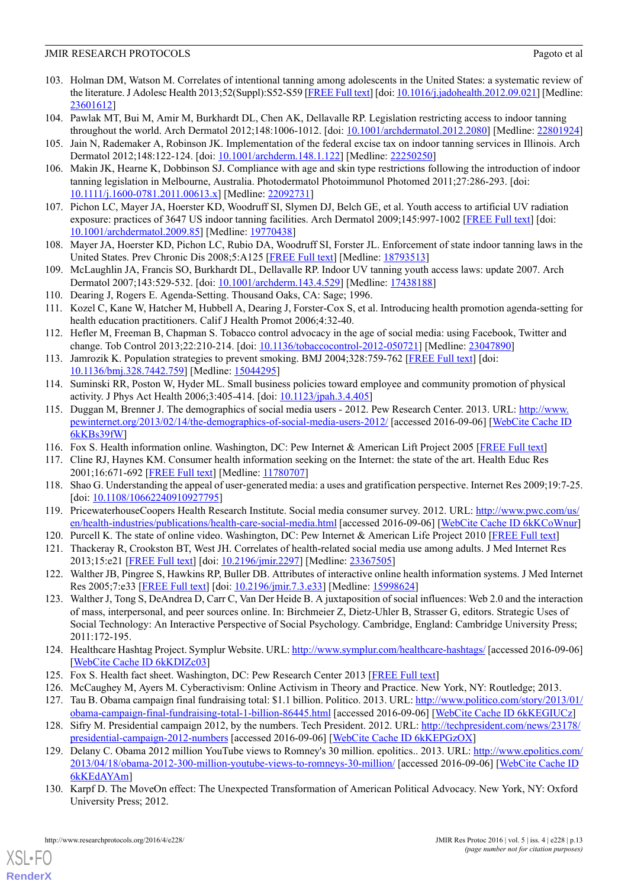103. Holman DM, Watson M. Correlates of intentional tanning among adolescents in the United States: a systematic review of the literature. J Adolesc Health 2013;52(Suppl):S52-S59 [FREE Full text] [doi: 10.1016/j.jadohealth.2012.09.021] [Medline: 23601612]
104. Pawlak MT, Bui M, Amir M, Burkhardt DL, Chen AK, Dellavalle RP. Legislation restricting access to indoor tanning throughout the world. Arch Dermatol 2012;148:1006-1012. [doi: 10.1001/archdermatol.2012.2080] [Medline: 22801924]
105. Jain N, Rademaker A, Robinson JK. Implementation of the federal excise tax on indoor tanning services in Illinois. Arch Dermatol 2012;148:122-124. [doi: 10.1001/archderm.148.1.122] [Medline: 22250250]
106. Makin JK, Hearne K, Dobbinson SJ. Compliance with age and skin type restrictions following the introduction of indoor tanning legislation in Melbourne, Australia. Photodermatol Photoimmunol Photomed 2011;27:286-293. [doi: 10.1111/j.1600-0781.2011.00613.x] [Medline: 22092731]
107. Pichon LC, Mayer JA, Hoerster KD, Woodruff SI, Slymen DJ, Belch GE, et al. Youth access to artificial UV radiation exposure: practices of 3647 US indoor tanning facilities. Arch Dermatol 2009;145:997-1002 [FREE Full text] [doi: 10.1001/archdermatol.2009.85] [Medline: 19770438]
108. Mayer JA, Hoerster KD, Pichon LC, Rubio DA, Woodruff SI, Forster JL. Enforcement of state indoor tanning laws in the United States. Prev Chronic Dis 2008;5:A125 [FREE Full text] [Medline: 18793513]
109. McLaughlin JA, Francis SO, Burkhardt DL, Dellavalle RP. Indoor UV tanning youth access laws: update 2007. Arch Dermatol 2007;143:529-532. [doi: 10.1001/archderm.143.4.529] [Medline: 17438188]
110. Dearing J, Rogers E. Agenda-Setting. Thousand Oaks, CA: Sage; 1996.
111. Kozel C, Kane W, Hatcher M, Hubbell A, Dearing J, Forster-Cox S, et al. Introducing health promotion agenda-setting for health education practitioners. Calif J Health Promot 2006;4:32-40.
112. Hefler M, Freeman B, Chapman S. Tobacco control advocacy in the age of social media: using Facebook, Twitter and change. Tob Control 2013;22:210-214. [doi: 10.1136/tobaccocontrol-2012-050721] [Medline: 23047890]
113. Jamrozik K. Population strategies to prevent smoking. BMJ 2004;328:759-762 [FREE Full text] [doi: 10.1136/bmj.328.7442.759] [Medline: 15044295]
114. Suminski RR, Poston W, Hyder ML. Small business policies toward employee and community promotion of physical activity. J Phys Act Health 2006;3:405-414. [doi: 10.1123/jpah.3.4.405]
115. Duggan M, Brenner J. The demographics of social media users - 2012. Pew Research Center. 2013. URL: http://www.pewinternet.org/2013/02/14/the-demographics-of-social-media-users-2012/ [accessed 2016-09-06] [WebCite Cache ID 6kKBs39fW]
116. Fox S. Health information online. Washington, DC: Pew Internet & American Lift Project 2005 [FREE Full text]
117. Cline RJ, Haynes KM. Consumer health information seeking on the Internet: the state of the art. Health Educ Res 2001;16:671-692 [FREE Full text] [Medline: 11780707]
118. Shao G. Understanding the appeal of user-generated media: a uses and gratification perspective. Internet Res 2009;19:7-25. [doi: 10.1108/10662240910927795]
119. PricewaterhouseCoopers Health Research Institute. Social media consumer survey. 2012. URL: http://www.pwc.com/us/en/health-industries/publications/health-care-social-media.html [accessed 2016-09-06] [WebCite Cache ID 6kKCoWnur]
120. Purcell K. The state of online video. Washington, DC: Pew Internet & American Life Project 2010 [FREE Full text]
121. Thackeray R, Crookston BT, West JH. Correlates of health-related social media use among adults. J Med Internet Res 2013;15:e21 [FREE Full text] [doi: 10.2196/jmir.2297] [Medline: 23367505]
122. Walther JB, Pingree S, Hawkins RP, Buller DB. Attributes of interactive online health information systems. J Med Internet Res 2005;7:e33 [FREE Full text] [doi: 10.2196/jmir.7.3.e33] [Medline: 15998624]
123. Walther J, Tong S, DeAndrea D, Carr C, Van Der Heide B. A juxtaposition of social influences: Web 2.0 and the interaction of mass, interpersonal, and peer sources online. In: Birchmeier Z, Dietz-Uhler B, Strasser G, editors. Strategic Uses of Social Technology: An Interactive Perspective of Social Psychology. Cambridge, England: Cambridge University Press; 2011:172-195.
124. Healthcare Hashtag Project. Symplur Website. URL: http://www.symplur.com/healthcare-hashtags/ [accessed 2016-09-06] [WebCite Cache ID 6kKDIZc03]
125. Fox S. Health fact sheet. Washington, DC: Pew Research Center 2013 [FREE Full text]
126. McCaughey M, Ayers M. Cyberactivism: Online Activism in Theory and Practice. New York, NY: Routledge; 2013.
127. Tau B. Obama campaign final fundraising total: $1.1 billion. Politico. 2013. URL: http://www.politico.com/story/2013/01/obama-campaign-final-fundraising-total-1-billion-86445.html [accessed 2016-09-06] [WebCite Cache ID 6kKEGIUCz]
128. Sifry M. Presidential campaign 2012, by the numbers. Tech President. 2012. URL: http://techpresident.com/news/23178/presidential-campaign-2012-numbers [accessed 2016-09-06] [WebCite Cache ID 6kKEPGzOX]
129. Delany C. Obama 2012 million YouTube views to Romney's 30 million. epolitics.. 2013. URL: http://www.epolitics.com/2013/04/18/obama-2012-300-million-youtube-views-to-romneys-30-million/ [accessed 2016-09-06] [WebCite Cache ID 6kKEdAYAm]
130. Karpf D. The MoveOn effect: The Unexpected Transformation of American Political Advocacy. New York, NY: Oxford University Press; 2012.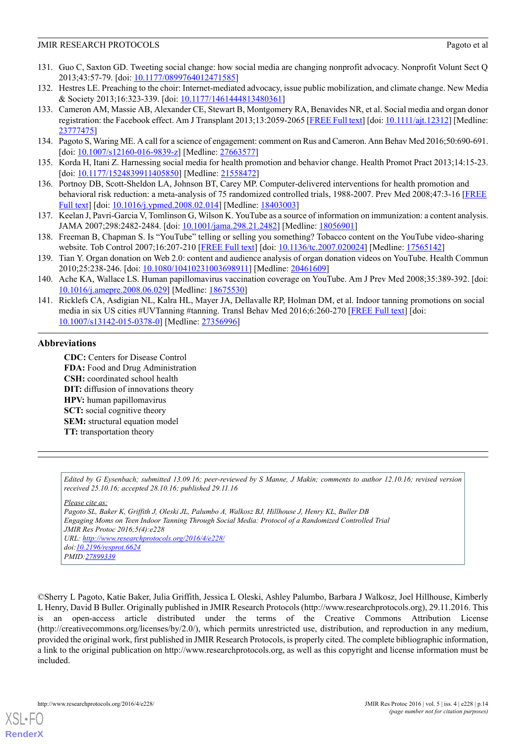131. Guo C, Saxton GD. Tweeting social change: how social media are changing nonprofit advocacy. Nonprofit Volunt Sect Q 2013;43:57-79. [doi: 10.1177/0899764012471585]
132. Hestres LE. Preaching to the choir: Internet-mediated advocacy, issue public mobilization, and climate change. New Media & Society 2013;16:323-339. [doi: 10.1177/1461444813480361]
133. Cameron AM, Massie AB, Alexander CE, Stewart B, Montgomery RA, Benavides NR, et al. Social media and organ donor registration: the Facebook effect. Am J Transplant 2013;13:2059-2065 [FREE Full text] [doi: 10.1111/ajt.12312] [Medline: 23777475]
134. Pagoto S, Waring ME. A call for a science of engagement: comment on Rus and Cameron. Ann Behav Med 2016;50:690-691. [doi: 10.1007/s12160-016-9839-z] [Medline: 27663577]
135. Korda H, Itani Z. Harnessing social media for health promotion and behavior change. Health Promot Pract 2013;14:15-23. [doi: 10.1177/1524839911405850] [Medline: 21558472]
136. Portnoy DB, Scott-Sheldon LA, Johnson BT, Carey MP. Computer-delivered interventions for health promotion and behavioral risk reduction: a meta-analysis of 75 randomized controlled trials, 1988-2007. Prev Med 2008;47:3-16 [FREE Full text] [doi: 10.1016/j.ypmed.2008.02.014] [Medline: 18403003]
137. Keelan J, Pavri-Garcia V, Tomlinson G, Wilson K. YouTube as a source of information on immunization: a content analysis. JAMA 2007;298:2482-2484. [doi: 10.1001/jama.298.21.2482] [Medline: 18056901]
138. Freeman B, Chapman S. Is "YouTube" telling or selling you something? Tobacco content on the YouTube video-sharing website. Tob Control 2007;16:207-210 [FREE Full text] [doi: 10.1136/tc.2007.020024] [Medline: 17565142]
139. Tian Y. Organ donation on Web 2.0: content and audience analysis of organ donation videos on YouTube. Health Commun 2010;25:238-246. [doi: 10.1080/10410231003698911] [Medline: 20461609]
140. Ache KA, Wallace LS. Human papillomavirus vaccination coverage on YouTube. Am J Prev Med 2008;35:389-392. [doi: 10.1016/j.amepre.2008.06.029] [Medline: 18675530]
141. Ricklefs CA, Asdigian NL, Kalra HL, Mayer JA, Dellavalle RP, Holman DM, et al. Indoor tanning promotions on social media in six US cities #UVTanning #tanning. Transl Behav Med 2016;6:260-270 [FREE Full text] [doi: 10.1007/s13142-015-0378-0] [Medline: 27356996]

## Abbreviations

**CDC:** Centers for Disease Control
**FDA:** Food and Drug Administration
**CSH:** coordinated school health
**DIT:** diffusion of innovations theory
**HPV:** human papillomavirus
**SCT:** social cognitive theory
**SEM:** structural equation model
**TT:** transportation theory

*Edited by G Eysenbach; submitted 13.09.16; peer-reviewed by S Manne, J Makin; comments to author 12.10.16; revised version received 25.10.16; accepted 28.10.16; published 29.11.16*

*Please cite as:*
*Pagoto SL, Baker K, Griffith J, Oleski JL, Palumbo A, Walkosz BJ, Hillhouse J, Henry KL, Buller DB*
*Engaging Moms on Teen Indoor Tanning Through Social Media: Protocol of a Randomized Controlled Trial*
*JMIR Res Protoc 2016;5(4):e228*
*URL: http://www.researchprotocols.org/2016/4/e228/*
*doi:10.2196/resprot.6624*
*PMID:27899339*

©Sherry L Pagoto, Katie Baker, Julia Griffith, Jessica L Oleski, Ashley Palumbo, Barbara J Walkosz, Joel Hillhouse, Kimberly L Henry, David B Buller. Originally published in JMIR Research Protocols (http://www.researchprotocols.org), 29.11.2016. This is an open-access article distributed under the terms of the Creative Commons Attribution License (http://creativecommons.org/licenses/by/2.0/), which permits unrestricted use, distribution, and reproduction in any medium, provided the original work, first published in JMIR Research Protocols, is properly cited. The complete bibliographic information, a link to the original publication on http://www.researchprotocols.org, as well as this copyright and license information must be included.